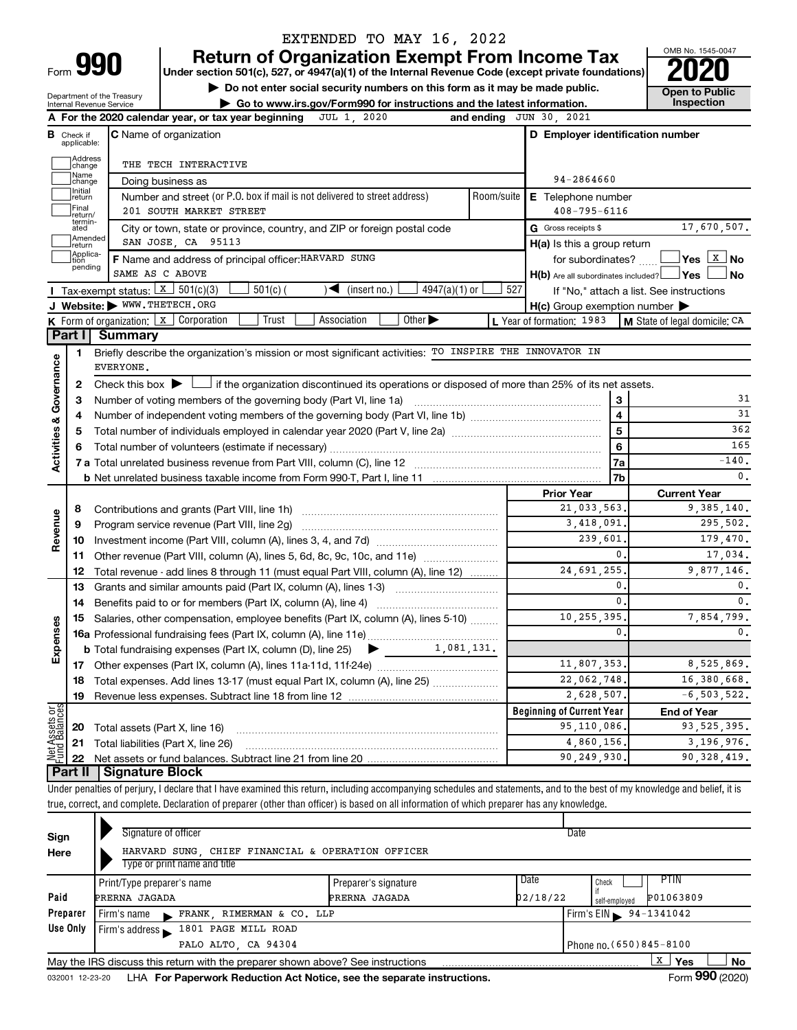EXTENDED TO MAY 16, 2022

Form **990**

# Return of Organization Exempt From Income Tax

**Under section 501(c), 527, or 4947(a)(1) of the Internal Revenue Code (except private foundations)**

▶ Do not enter social security numbers on this form as it may be made public.

▶ Go to www.irs.gov/Form990 for instructions and the latest information.

OMB No. 1545-0047

**2020**

**Open to Public Inspection**

Department of the Treasury
Internal Revenue Service

**A** For the 2020 calendar year, or tax year beginning JUL 1, 2020 and ending JUN 30, 2021

**B** Check if applicable: Address change, Name change, Initial return, Final return/terminated, Amended return, Application pending

**C** Name of organization: THE TECH INTERACTIVE

Doing business as

Number and street (or P.O. box if mail is not delivered to street address) Room/suite: 201 SOUTH MARKET STREET

City or town, state or province, country, and ZIP or foreign postal code: SAN JOSE, CA 95113

**D** Employer identification number: 94-2864660

**E** Telephone number: 408-795-6116

**G** Gross receipts $ 17,670,507.

**F** Name and address of principal officer: HARVARD SUNG
SAME AS C ABOVE

**H(a)** Is this a group return for subordinates? ☐ Yes ☒ No

**H(b)** Are all subordinates included? ☐ Yes ☐ No
If "No," attach a list. See instructions

**H(c)** Group exemption number ▶

**I** Tax-exempt status: ☒ 501(c)(3) ☐ 501(c) ( ) ◀ (insert no.) ☐ 4947(a)(1) or ☐ 527

**J** Website: ▶ WWW.THETECH.ORG

**K** Form of organization: ☒ Corporation ☐ Trust ☐ Association ☐ Other ▶

**L** Year of formation: 1983 **M** State of legal domicile: CA

## Part I Summary

**Activities & Governance**

1 Briefly describe the organization's mission or most significant activities: TO INSPIRE THE INNOVATOR IN EVERYONE.

2 Check this box ▶ ☐ if the organization discontinued its operations or disposed of more than 25% of its net assets.

| | | Line | |
|---|---|---|---|
| 3 | Number of voting members of the governing body (Part VI, line 1a) | 3 | 31 |
| 4 | Number of independent voting members of the governing body (Part VI, line 1b) | 4 | 31 |
| 5 | Total number of individuals employed in calendar year 2020 (Part V, line 2a) | 5 | 362 |
| 6 | Total number of volunteers (estimate if necessary) | 6 | 165 |
| 7a | Total unrelated business revenue from Part VIII, column (C), line 12 | 7a | -140. |
| b | Net unrelated business taxable income from Form 990-T, Part I, line 11 | 7b | 0. |

| | | | Prior Year | Current Year |
|---|---|---|---|---|
| **Revenue** | 8 | Contributions and grants (Part VIII, line 1h) | 21,033,563. | 9,385,140. |
| | 9 | Program service revenue (Part VIII, line 2g) | 3,418,091. | 295,502. |
| | 10 | Investment income (Part VIII, column (A), lines 3, 4, and 7d) | 239,601. | 179,470. |
| | 11 | Other revenue (Part VIII, column (A), lines 5, 6d, 8c, 9c, 10c, and 11e) | 0. | 17,034. |
| | 12 | Total revenue - add lines 8 through 11 (must equal Part VIII, column (A), line 12) | 24,691,255. | 9,877,146. |
| **Expenses** | 13 | Grants and similar amounts paid (Part IX, column (A), lines 1-3) | 0. | 0. |
| | 14 | Benefits paid to or for members (Part IX, column (A), line 4) | 0. | 0. |
| | 15 | Salaries, other compensation, employee benefits (Part IX, column (A), lines 5-10) | 10,255,395. | 7,854,799. |
| | 16a | Professional fundraising fees (Part IX, column (A), line 11e) | 0. | 0. |
| | b | Total fundraising expenses (Part IX, column (D), line 25) ▶ 1,081,131. | | |
| | 17 | Other expenses (Part IX, column (A), lines 11a-11d, 11f-24e) | 11,807,353. | 8,525,869. |
| | 18 | Total expenses. Add lines 13-17 (must equal Part IX, column (A), line 25) | 22,062,748. | 16,380,668. |
| | 19 | Revenue less expenses. Subtract line 18 from line 12 | 2,628,507. | -6,503,522. |
| | | | **Beginning of Current Year** | **End of Year** |
| **Net Assets or Fund Balances** | 20 | Total assets (Part X, line 16) | 95,110,086. | 93,525,395. |
| | 21 | Total liabilities (Part X, line 26) | 4,860,156. | 3,196,976. |
| | 22 | Net assets or fund balances. Subtract line 21 from line 20 | 90,249,930. | 90,328,419. |

## Part II Signature Block

Under penalties of perjury, I declare that I have examined this return, including accompanying schedules and statements, and to the best of my knowledge and belief, it is true, correct, and complete. Declaration of preparer (other than officer) is based on all information of which preparer has any knowledge.

**Sign Here**

Signature of officer — Date

HARVARD SUNG, CHIEF FINANCIAL & OPERATION OFFICER
Type or print name and title

**Paid Preparer Use Only**

| Print/Type preparer's name | Preparer's signature | Date | Check ☐ if self-employed | PTIN |
|---|---|---|---|---|
| PRERNA JAGADA | PRERNA JAGADA | 02/18/22 | | P01063809 |

Firm's name ▶ FRANK, RIMERMAN & CO. LLP — Firm's EIN ▶ 94-1341042

Firm's address ▶ 1801 PAGE MILL ROAD, PALO ALTO, CA 94304 — Phone no. (650)845-8100

May the IRS discuss this return with the preparer shown above? See instructions ☒ Yes ☐ No

032001 12-23-20 LHA For Paperwork Reduction Act Notice, see the separate instructions. Form **990** (2020)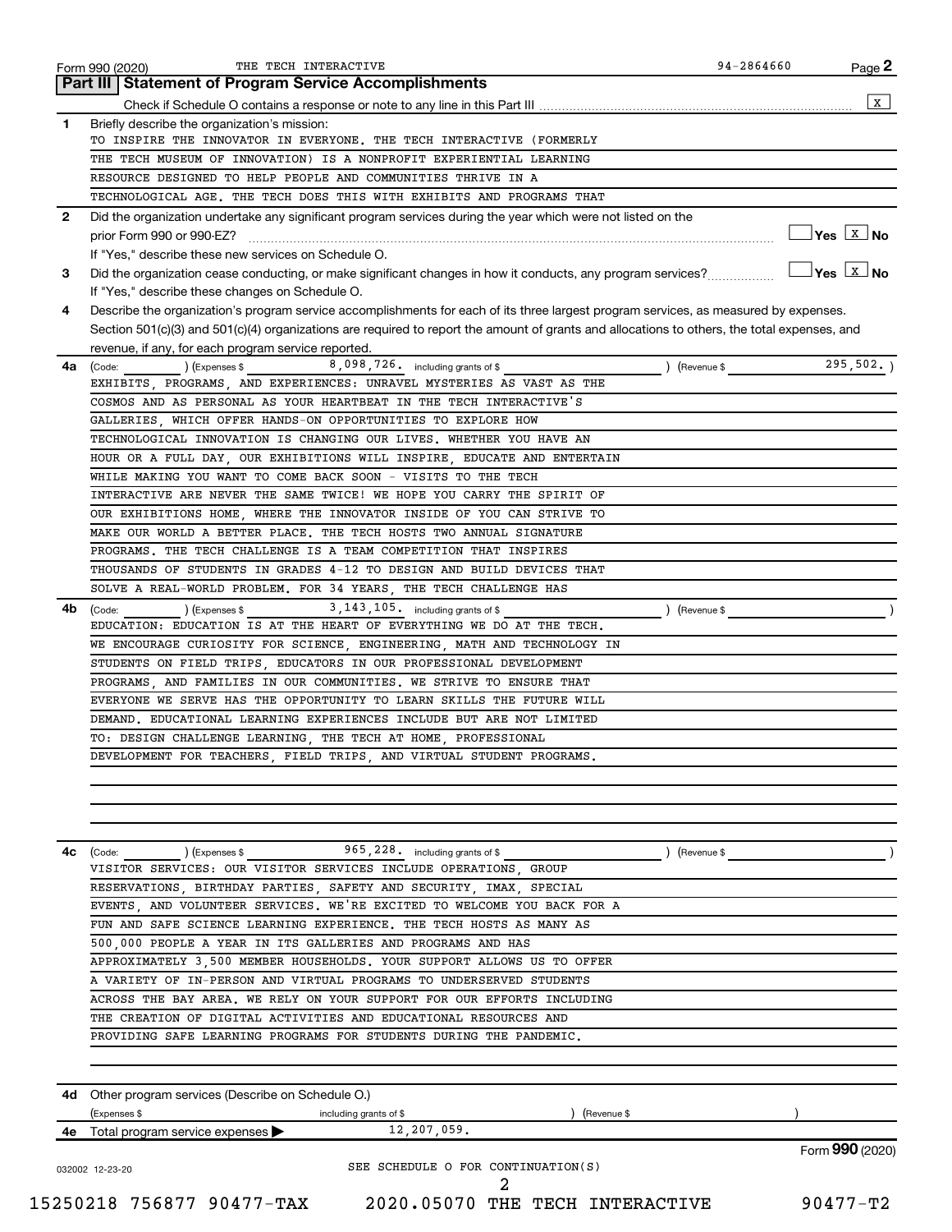Form 990 (2020) THE TECH INTERACTIVE 94-2864660

## Part III Statement of Program Service Accomplishments

Check if Schedule O contains a response or note to any line in this Part III [X]

**1** Briefly describe the organization's mission:

TO INSPIRE THE INNOVATOR IN EVERYONE. THE TECH INTERACTIVE (FORMERLY THE TECH MUSEUM OF INNOVATION) IS A NONPROFIT EXPERIENTIAL LEARNING RESOURCE DESIGNED TO HELP PEOPLE AND COMMUNITIES THRIVE IN A TECHNOLOGICAL AGE. THE TECH DOES THIS WITH EXHIBITS AND PROGRAMS THAT

**2** Did the organization undertake any significant program services during the year which were not listed on the prior Form 990 or 990-EZ? [ ] Yes [X] No

If "Yes," describe these new services on Schedule O.

**3** Did the organization cease conducting, or make significant changes in how it conducts, any program services? [ ] Yes [X] No

If "Yes," describe these changes on Schedule O.

**4** Describe the organization's program service accomplishments for each of its three largest program services, as measured by expenses. Section 501(c)(3) and 501(c)(4) organizations are required to report the amount of grants and allocations to others, the total expenses, and revenue, if any, for each program service reported.

**4a** (Code: ) (Expenses $ 8,098,726. including grants of $ ) (Revenue $ 295,502. )

EXHIBITS, PROGRAMS, AND EXPERIENCES: UNRAVEL MYSTERIES AS VAST AS THE COSMOS AND AS PERSONAL AS YOUR HEARTBEAT IN THE TECH INTERACTIVE'S GALLERIES, WHICH OFFER HANDS-ON OPPORTUNITIES TO EXPLORE HOW TECHNOLOGICAL INNOVATION IS CHANGING OUR LIVES. WHETHER YOU HAVE AN HOUR OR A FULL DAY, OUR EXHIBITIONS WILL INSPIRE, EDUCATE AND ENTERTAIN WHILE MAKING YOU WANT TO COME BACK SOON - VISITS TO THE TECH INTERACTIVE ARE NEVER THE SAME TWICE! WE HOPE YOU CARRY THE SPIRIT OF OUR EXHIBITIONS HOME, WHERE THE INNOVATOR INSIDE OF YOU CAN STRIVE TO MAKE OUR WORLD A BETTER PLACE. THE TECH HOSTS TWO ANNUAL SIGNATURE PROGRAMS. THE TECH CHALLENGE IS A TEAM COMPETITION THAT INSPIRES THOUSANDS OF STUDENTS IN GRADES 4-12 TO DESIGN AND BUILD DEVICES THAT SOLVE A REAL-WORLD PROBLEM. FOR 34 YEARS, THE TECH CHALLENGE HAS

**4b** (Code: ) (Expenses $ 3,143,105. including grants of $ ) (Revenue $ )

EDUCATION: EDUCATION IS AT THE HEART OF EVERYTHING WE DO AT THE TECH. WE ENCOURAGE CURIOSITY FOR SCIENCE, ENGINEERING, MATH AND TECHNOLOGY IN STUDENTS ON FIELD TRIPS, EDUCATORS IN OUR PROFESSIONAL DEVELOPMENT PROGRAMS, AND FAMILIES IN OUR COMMUNITIES. WE STRIVE TO ENSURE THAT EVERYONE WE SERVE HAS THE OPPORTUNITY TO LEARN SKILLS THE FUTURE WILL DEMAND. EDUCATIONAL LEARNING EXPERIENCES INCLUDE BUT ARE NOT LIMITED TO: DESIGN CHALLENGE LEARNING, THE TECH AT HOME, PROFESSIONAL DEVELOPMENT FOR TEACHERS, FIELD TRIPS, AND VIRTUAL STUDENT PROGRAMS.

**4c** (Code: ) (Expenses $ 965,228. including grants of $ ) (Revenue $ )

VISITOR SERVICES: OUR VISITOR SERVICES INCLUDE OPERATIONS, GROUP RESERVATIONS, BIRTHDAY PARTIES, SAFETY AND SECURITY, IMAX, SPECIAL EVENTS, AND VOLUNTEER SERVICES. WE'RE EXCITED TO WELCOME YOU BACK FOR A FUN AND SAFE SCIENCE LEARNING EXPERIENCE. THE TECH HOSTS AS MANY AS 500,000 PEOPLE A YEAR IN ITS GALLERIES AND PROGRAMS AND HAS APPROXIMATELY 3,500 MEMBER HOUSEHOLDS. YOUR SUPPORT ALLOWS US TO OFFER A VARIETY OF IN-PERSON AND VIRTUAL PROGRAMS TO UNDERSERVED STUDENTS ACROSS THE BAY AREA. WE RELY ON YOUR SUPPORT FOR OUR EFFORTS INCLUDING THE CREATION OF DIGITAL ACTIVITIES AND EDUCATIONAL RESOURCES AND PROVIDING SAFE LEARNING PROGRAMS FOR STUDENTS DURING THE PANDEMIC.

**4d** Other program services (Describe on Schedule O.)

(Expenses $ including grants of $ ) (Revenue $ )

**4e** Total program service expenses ▶ 12,207,059.

SEE SCHEDULE O FOR CONTINUATION(S)

Form **990** (2020)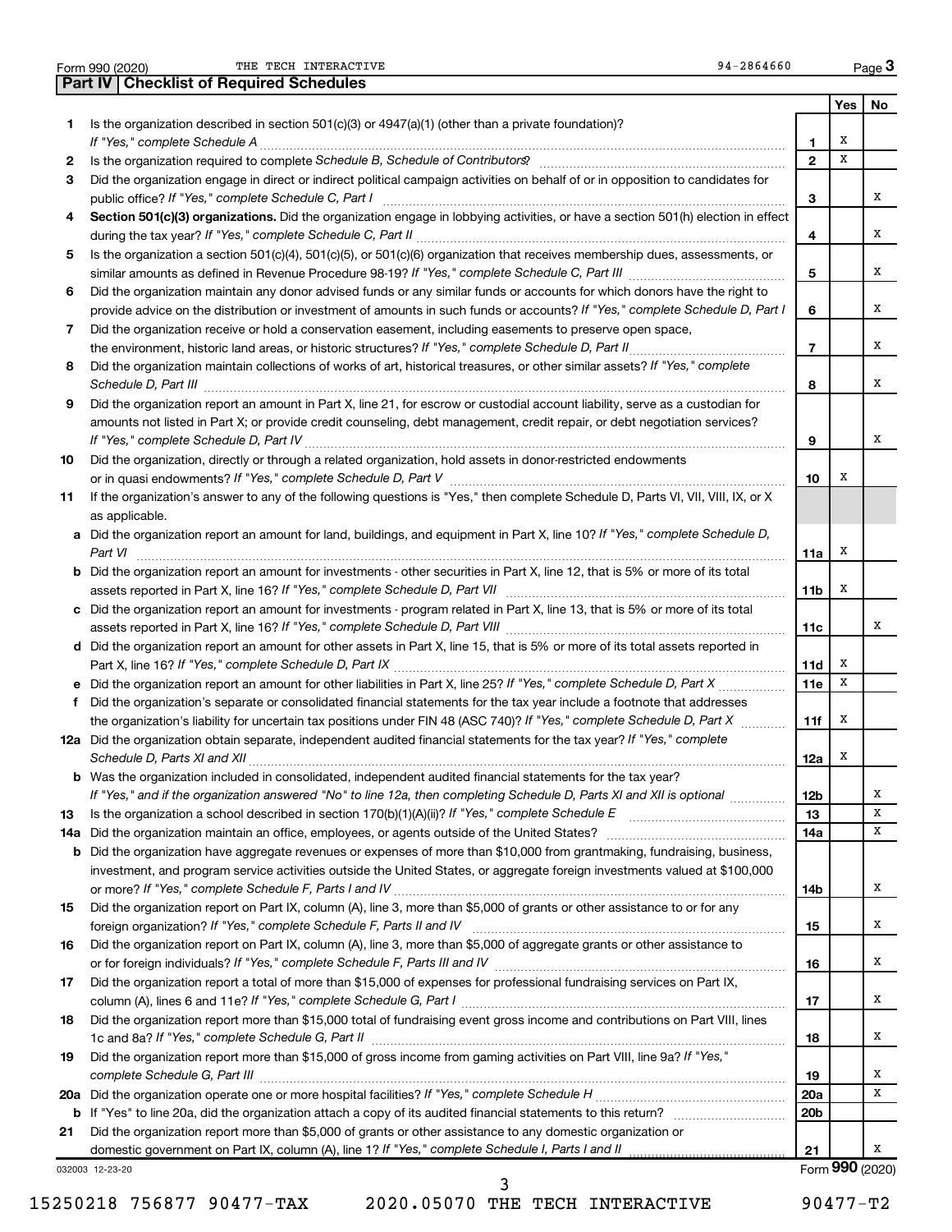Form 990 (2020) THE TECH INTERACTIVE 94-2864660

## Part IV Checklist of Required Schedules

| | | | Yes | No |
|---|---|---|---|---|
| 1 | Is the organization described in section 501(c)(3) or 4947(a)(1) (other than a private foundation)? *If "Yes," complete Schedule A* | 1 | X | |
| 2 | Is the organization required to complete *Schedule B, Schedule of Contributors*? | 2 | X | |
| 3 | Did the organization engage in direct or indirect political campaign activities on behalf of or in opposition to candidates for public office? *If "Yes," complete Schedule C, Part I* | 3 | | X |
| 4 | **Section 501(c)(3) organizations.** Did the organization engage in lobbying activities, or have a section 501(h) election in effect during the tax year? *If "Yes," complete Schedule C, Part II* | 4 | | X |
| 5 | Is the organization a section 501(c)(4), 501(c)(5), or 501(c)(6) organization that receives membership dues, assessments, or similar amounts as defined in Revenue Procedure 98-19? *If "Yes," complete Schedule C, Part III* | 5 | | X |
| 6 | Did the organization maintain any donor advised funds or any similar funds or accounts for which donors have the right to provide advice on the distribution or investment of amounts in such funds or accounts? *If "Yes," complete Schedule D, Part I* | 6 | | X |
| 7 | Did the organization receive or hold a conservation easement, including easements to preserve open space, the environment, historic land areas, or historic structures? *If "Yes," complete Schedule D, Part II* | 7 | | X |
| 8 | Did the organization maintain collections of works of art, historical treasures, or other similar assets? *If "Yes," complete Schedule D, Part III* | 8 | | X |
| 9 | Did the organization report an amount in Part X, line 21, for escrow or custodial account liability, serve as a custodian for amounts not listed in Part X; or provide credit counseling, debt management, credit repair, or debt negotiation services? *If "Yes," complete Schedule D, Part IV* | 9 | | X |
| 10 | Did the organization, directly or through a related organization, hold assets in donor-restricted endowments or in quasi endowments? *If "Yes," complete Schedule D, Part V* | 10 | X | |
| 11 | If the organization's answer to any of the following questions is "Yes," then complete Schedule D, Parts VI, VII, VIII, IX, or X as applicable. | | | |
| a | Did the organization report an amount for land, buildings, and equipment in Part X, line 10? *If "Yes," complete Schedule D, Part VI* | 11a | X | |
| b | Did the organization report an amount for investments - other securities in Part X, line 12, that is 5% or more of its total assets reported in Part X, line 16? *If "Yes," complete Schedule D, Part VII* | 11b | X | |
| c | Did the organization report an amount for investments - program related in Part X, line 13, that is 5% or more of its total assets reported in Part X, line 16? *If "Yes," complete Schedule D, Part VIII* | 11c | | X |
| d | Did the organization report an amount for other assets in Part X, line 15, that is 5% or more of its total assets reported in Part X, line 16? *If "Yes," complete Schedule D, Part IX* | 11d | X | |
| e | Did the organization report an amount for other liabilities in Part X, line 25? *If "Yes," complete Schedule D, Part X* | 11e | X | |
| f | Did the organization's separate or consolidated financial statements for the tax year include a footnote that addresses the organization's liability for uncertain tax positions under FIN 48 (ASC 740)? *If "Yes," complete Schedule D, Part X* | 11f | X | |
| 12a | Did the organization obtain separate, independent audited financial statements for the tax year? *If "Yes," complete Schedule D, Parts XI and XII* | 12a | X | |
| b | Was the organization included in consolidated, independent audited financial statements for the tax year? *If "Yes," and if the organization answered "No" to line 12a, then completing Schedule D, Parts XI and XII is optional* | 12b | | X |
| 13 | Is the organization a school described in section 170(b)(1)(A)(ii)? *If "Yes," complete Schedule E* | 13 | | X |
| 14a | Did the organization maintain an office, employees, or agents outside of the United States? | 14a | | X |
| b | Did the organization have aggregate revenues or expenses of more than $10,000 from grantmaking, fundraising, business, investment, and program service activities outside the United States, or aggregate foreign investments valued at $100,000 or more? *If "Yes," complete Schedule F, Parts I and IV* | 14b | | X |
| 15 | Did the organization report on Part IX, column (A), line 3, more than $5,000 of grants or other assistance to or for any foreign organization? *If "Yes," complete Schedule F, Parts II and IV* | 15 | | X |
| 16 | Did the organization report on Part IX, column (A), line 3, more than $5,000 of aggregate grants or other assistance to or for foreign individuals? *If "Yes," complete Schedule F, Parts III and IV* | 16 | | X |
| 17 | Did the organization report a total of more than $15,000 of expenses for professional fundraising services on Part IX, column (A), lines 6 and 11e? *If "Yes," complete Schedule G, Part I* | 17 | | X |
| 18 | Did the organization report more than $15,000 total of fundraising event gross income and contributions on Part VIII, lines 1c and 8a? *If "Yes," complete Schedule G, Part II* | 18 | | X |
| 19 | Did the organization report more than $15,000 of gross income from gaming activities on Part VIII, line 9a? *If "Yes," complete Schedule G, Part III* | 19 | | X |
| 20a | Did the organization operate one or more hospital facilities? *If "Yes," complete Schedule H* | 20a | | X |
| b | If "Yes" to line 20a, did the organization attach a copy of its audited financial statements to this return? | 20b | | |
| 21 | Did the organization report more than $5,000 of grants or other assistance to any domestic organization or domestic government on Part IX, column (A), line 1? *If "Yes," complete Schedule I, Parts I and II* | 21 | | X |

032003 12-23-20 Form **990** (2020)

15250218 756877 90477-TAX 2020.05070 THE TECH INTERACTIVE 90477-T2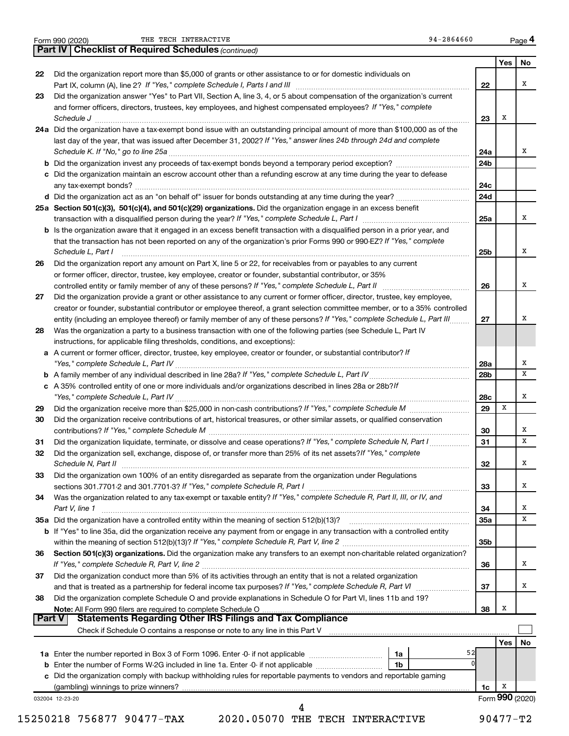Form 990 (2020) THE TECH INTERACTIVE 94-2864660

## Part IV | Checklist of Required Schedules *(continued)*

| | | | Yes | No |
|---|---|---|---|---|
| 22 | Did the organization report more than $5,000 of grants or other assistance to or for domestic individuals on Part IX, column (A), line 2? *If "Yes," complete Schedule I, Parts I and III* | 22 | | X |
| 23 | Did the organization answer "Yes" to Part VII, Section A, line 3, 4, or 5 about compensation of the organization's current and former officers, directors, trustees, key employees, and highest compensated employees? *If "Yes," complete Schedule J* | 23 | X | |
| 24a | Did the organization have a tax-exempt bond issue with an outstanding principal amount of more than $100,000 as of the last day of the year, that was issued after December 31, 2002? *If "Yes," answer lines 24b through 24d and complete Schedule K. If "No," go to line 25a* | 24a | | X |
| b | Did the organization invest any proceeds of tax-exempt bonds beyond a temporary period exception? | 24b | | |
| c | Did the organization maintain an escrow account other than a refunding escrow at any time during the year to defease any tax-exempt bonds? | 24c | | |
| d | Did the organization act as an "on behalf of" issuer for bonds outstanding at any time during the year? | 24d | | |
| 25a | **Section 501(c)(3), 501(c)(4), and 501(c)(29) organizations.** Did the organization engage in an excess benefit transaction with a disqualified person during the year? *If "Yes," complete Schedule L, Part I* | 25a | | X |
| b | Is the organization aware that it engaged in an excess benefit transaction with a disqualified person in a prior year, and that the transaction has not been reported on any of the organization's prior Forms 990 or 990-EZ? *If "Yes," complete Schedule L, Part I* | 25b | | X |
| 26 | Did the organization report any amount on Part X, line 5 or 22, for receivables from or payables to any current or former officer, director, trustee, key employee, creator or founder, substantial contributor, or 35% controlled entity or family member of any of these persons? *If "Yes," complete Schedule L, Part II* | 26 | | X |
| 27 | Did the organization provide a grant or other assistance to any current or former officer, director, trustee, key employee, creator or founder, substantial contributor or employee thereof, a grant selection committee member, or to a 35% controlled entity (including an employee thereof) or family member of any of these persons? *If "Yes," complete Schedule L, Part III* | 27 | | X |
| 28 | Was the organization a party to a business transaction with one of the following parties (see Schedule L, Part IV instructions, for applicable filing thresholds, conditions, and exceptions): | | | |
| a | A current or former officer, director, trustee, key employee, creator or founder, or substantial contributor? *If "Yes," complete Schedule L, Part IV* | 28a | | X |
| b | A family member of any individual described in line 28a? *If "Yes," complete Schedule L, Part IV* | 28b | | X |
| c | A 35% controlled entity of one or more individuals and/or organizations described in lines 28a or 28b? *If "Yes," complete Schedule L, Part IV* | 28c | | X |
| 29 | Did the organization receive more than $25,000 in non-cash contributions? *If "Yes," complete Schedule M* | 29 | X | |
| 30 | Did the organization receive contributions of art, historical treasures, or other similar assets, or qualified conservation contributions? *If "Yes," complete Schedule M* | 30 | | X |
| 31 | Did the organization liquidate, terminate, or dissolve and cease operations? *If "Yes," complete Schedule N, Part I* | 31 | | X |
| 32 | Did the organization sell, exchange, dispose of, or transfer more than 25% of its net assets? *If "Yes," complete Schedule N, Part II* | 32 | | X |
| 33 | Did the organization own 100% of an entity disregarded as separate from the organization under Regulations sections 301.7701-2 and 301.7701-3? *If "Yes," complete Schedule R, Part I* | 33 | | X |
| 34 | Was the organization related to any tax-exempt or taxable entity? *If "Yes," complete Schedule R, Part II, III, or IV, and Part V, line 1* | 34 | | X |
| 35a | Did the organization have a controlled entity within the meaning of section 512(b)(13)? | 35a | | X |
| b | If "Yes" to line 35a, did the organization receive any payment from or engage in any transaction with a controlled entity within the meaning of section 512(b)(13)? *If "Yes," complete Schedule R, Part V, line 2* | 35b | | |
| 36 | **Section 501(c)(3) organizations.** Did the organization make any transfers to an exempt non-charitable related organization? *If "Yes," complete Schedule R, Part V, line 2* | 36 | | X |
| 37 | Did the organization conduct more than 5% of its activities through an entity that is not a related organization and that is treated as a partnership for federal income tax purposes? *If "Yes," complete Schedule R, Part VI* | 37 | | X |
| 38 | Did the organization complete Schedule O and provide explanations in Schedule O for Part VI, lines 11b and 19? **Note:** All Form 990 filers are required to complete Schedule O | 38 | X | |

## Part V | Statements Regarding Other IRS Filings and Tax Compliance

Check if Schedule O contains a response or note to any line in this Part V ☐

| | | | | | Yes | No |
|---|---|---|---|---|---|---|
| 1a | Enter the number reported in Box 3 of Form 1096. Enter -0- if not applicable | 1a | 52 | | | |
| b | Enter the number of Forms W-2G included in line 1a. Enter -0- if not applicable | 1b | 0 | | | |
| c | Did the organization comply with backup withholding rules for reportable payments to vendors and reportable gaming (gambling) winnings to prize winners? | | | 1c | X | |

032004 12-23-20 Form **990** (2020)

15250218 756877 90477-TAX 2020.05070 THE TECH INTERACTIVE 90477-T2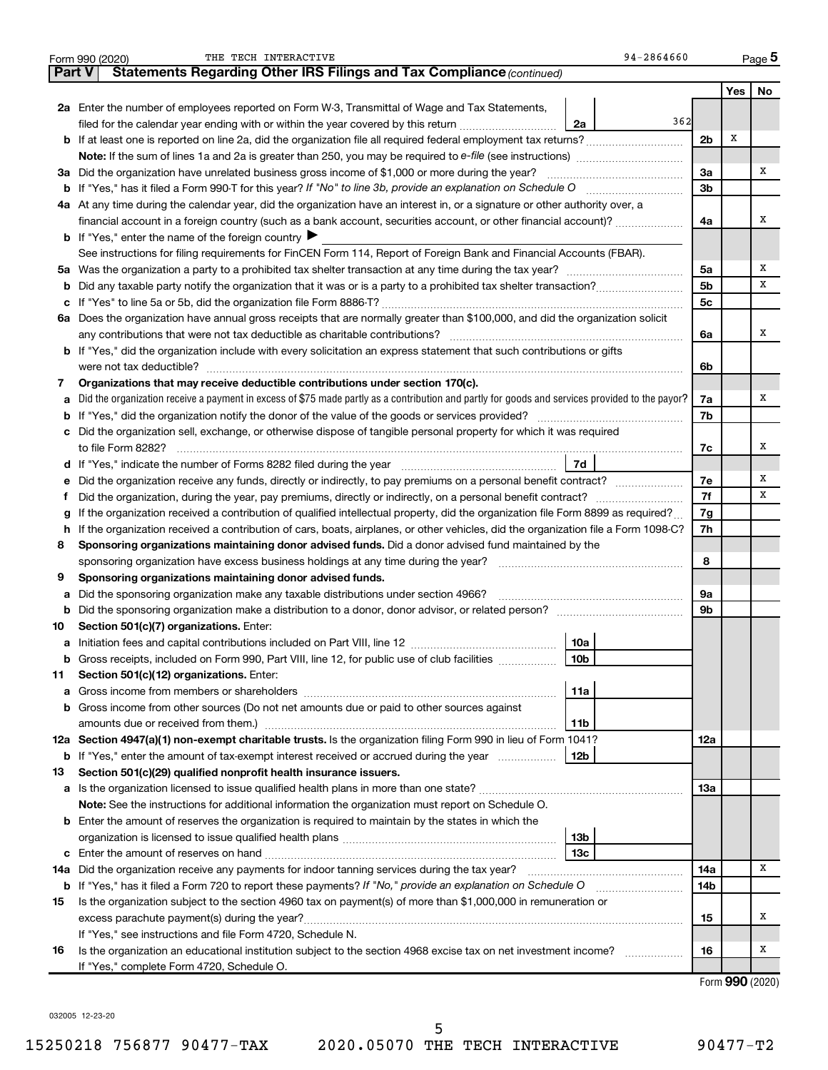Form 990 (2020) THE TECH INTERACTIVE 94-2864660 Page 5

**Part V Statements Regarding Other IRS Filings and Tax Compliance** *(continued)*

| | | | | | Yes | No |
|---|---|---|---|---|---|---|
| **2a** | Enter the number of employees reported on Form W-3, Transmittal of Wage and Tax Statements, filed for the calendar year ending with or within the year covered by this return | 2a | 362 | | | |
| **b** | If at least one is reported on line 2a, did the organization file all required federal employment tax returns? | | | 2b | X | |
| | **Note:** If the sum of lines 1a and 2a is greater than 250, you may be required to *e-file* (see instructions) | | | | | |
| **3a** | Did the organization have unrelated business gross income of $1,000 or more during the year? | | | 3a | | X |
| **b** | If "Yes," has it filed a Form 990-T for this year? *If "No" to line 3b, provide an explanation on Schedule O* | | | 3b | | |
| **4a** | At any time during the calendar year, did the organization have an interest in, or a signature or other authority over, a financial account in a foreign country (such as a bank account, securities account, or other financial account)? | | | 4a | | X |
| **b** | If "Yes," enter the name of the foreign country ▶ | | | | | |
| | See instructions for filing requirements for FinCEN Form 114, Report of Foreign Bank and Financial Accounts (FBAR). | | | | | |
| **5a** | Was the organization a party to a prohibited tax shelter transaction at any time during the tax year? | | | 5a | | X |
| **b** | Did any taxable party notify the organization that it was or is a party to a prohibited tax shelter transaction? | | | 5b | | X |
| **c** | If "Yes" to line 5a or 5b, did the organization file Form 8886-T? | | | 5c | | |
| **6a** | Does the organization have annual gross receipts that are normally greater than $100,000, and did the organization solicit any contributions that were not tax deductible as charitable contributions? | | | 6a | | X |
| **b** | If "Yes," did the organization include with every solicitation an express statement that such contributions or gifts were not tax deductible? | | | 6b | | |
| **7** | **Organizations that may receive deductible contributions under section 170(c).** | | | | | |
| **a** | Did the organization receive a payment in excess of $75 made partly as a contribution and partly for goods and services provided to the payor? | | | 7a | | X |
| **b** | If "Yes," did the organization notify the donor of the value of the goods or services provided? | | | 7b | | |
| **c** | Did the organization sell, exchange, or otherwise dispose of tangible personal property for which it was required to file Form 8282? | | | 7c | | X |
| **d** | If "Yes," indicate the number of Forms 8282 filed during the year | 7d | | | | |
| **e** | Did the organization receive any funds, directly or indirectly, to pay premiums on a personal benefit contract? | | | 7e | | X |
| **f** | Did the organization, during the year, pay premiums, directly or indirectly, on a personal benefit contract? | | | 7f | | X |
| **g** | If the organization received a contribution of qualified intellectual property, did the organization file Form 8899 as required? | | | 7g | | |
| **h** | If the organization received a contribution of cars, boats, airplanes, or other vehicles, did the organization file a Form 1098-C? | | | 7h | | |
| **8** | **Sponsoring organizations maintaining donor advised funds.** Did a donor advised fund maintained by the sponsoring organization have excess business holdings at any time during the year? | | | 8 | | |
| **9** | **Sponsoring organizations maintaining donor advised funds.** | | | | | |
| **a** | Did the sponsoring organization make any taxable distributions under section 4966? | | | 9a | | |
| **b** | Did the sponsoring organization make a distribution to a donor, donor advisor, or related person? | | | 9b | | |
| **10** | **Section 501(c)(7) organizations.** Enter: | | | | | |
| **a** | Initiation fees and capital contributions included on Part VIII, line 12 | 10a | | | | |
| **b** | Gross receipts, included on Form 990, Part VIII, line 12, for public use of club facilities | 10b | | | | |
| **11** | **Section 501(c)(12) organizations.** Enter: | | | | | |
| **a** | Gross income from members or shareholders | 11a | | | | |
| **b** | Gross income from other sources (Do not net amounts due or paid to other sources against amounts due or received from them.) | 11b | | | | |
| **12a** | **Section 4947(a)(1) non-exempt charitable trusts.** Is the organization filing Form 990 in lieu of Form 1041? | | | 12a | | |
| **b** | If "Yes," enter the amount of tax-exempt interest received or accrued during the year | 12b | | | | |
| **13** | **Section 501(c)(29) qualified nonprofit health insurance issuers.** | | | | | |
| **a** | Is the organization licensed to issue qualified health plans in more than one state? | | | 13a | | |
| | **Note:** See the instructions for additional information the organization must report on Schedule O. | | | | | |
| **b** | Enter the amount of reserves the organization is required to maintain by the states in which the organization is licensed to issue qualified health plans | 13b | | | | |
| **c** | Enter the amount of reserves on hand | 13c | | | | |
| **14a** | Did the organization receive any payments for indoor tanning services during the tax year? | | | 14a | | X |
| **b** | If "Yes," has it filed a Form 720 to report these payments? *If "No," provide an explanation on Schedule O* | | | 14b | | |
| **15** | Is the organization subject to the section 4960 tax on payment(s) of more than $1,000,000 in remuneration or excess parachute payment(s) during the year? | | | 15 | | X |
| | If "Yes," see instructions and file Form 4720, Schedule N. | | | | | |
| **16** | Is the organization an educational institution subject to the section 4968 excise tax on net investment income? | | | 16 | | X |
| | If "Yes," complete Form 4720, Schedule O. | | | | | |

Form **990** (2020)

032005 12-23-20

15250218 756877 90477-TAX 2020.05070 THE TECH INTERACTIVE 90477-T2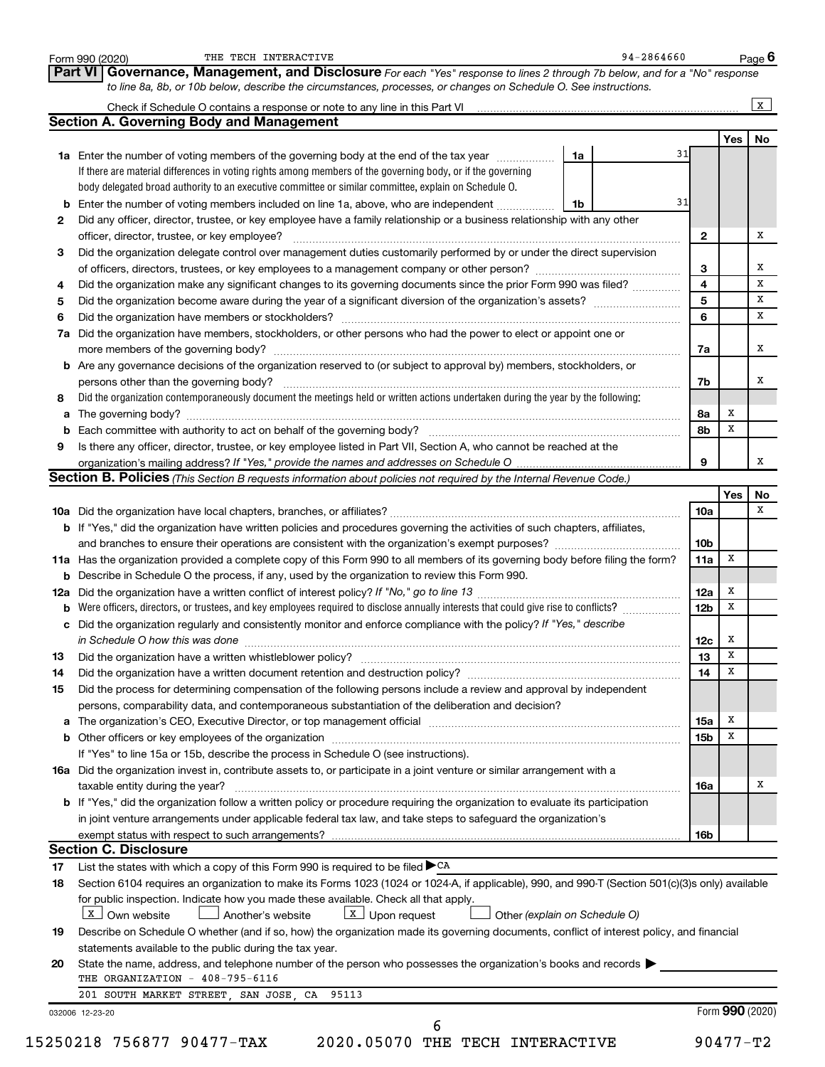Form 990 (2020) THE TECH INTERACTIVE 94-2864660

## Part VI Governance, Management, and Disclosure

*For each "Yes" response to lines 2 through 7b below, and for a "No" response to line 8a, 8b, or 10b below, describe the circumstances, processes, or changes on Schedule O. See instructions.*

Check if Schedule O contains a response or note to any line in this Part VI [X]

### Section A. Governing Body and Management

| | | | Yes | No |
|---|---|---|---|---|
| **1a** | Enter the number of voting members of the governing body at the end of the tax year — **1a** 31. If there are material differences in voting rights among members of the governing body, or if the governing body delegated broad authority to an executive committee or similar committee, explain on Schedule O. | | | |
| **b** | Enter the number of voting members included on line 1a, above, who are independent — **1b** 31 | | | |
| **2** | Did any officer, director, trustee, or key employee have a family relationship or a business relationship with any other officer, director, trustee, or key employee? | 2 | | X |
| **3** | Did the organization delegate control over management duties customarily performed by or under the direct supervision of officers, directors, trustees, or key employees to a management company or other person? | 3 | | X |
| **4** | Did the organization make any significant changes to its governing documents since the prior Form 990 was filed? | 4 | | X |
| **5** | Did the organization become aware during the year of a significant diversion of the organization's assets? | 5 | | X |
| **6** | Did the organization have members or stockholders? | 6 | | X |
| **7a** | Did the organization have members, stockholders, or other persons who had the power to elect or appoint one or more members of the governing body? | 7a | | X |
| **b** | Are any governance decisions of the organization reserved to (or subject to approval by) members, stockholders, or persons other than the governing body? | 7b | | X |
| **8** | Did the organization contemporaneously document the meetings held or written actions undertaken during the year by the following: | | | |
| **a** | The governing body? | 8a | X | |
| **b** | Each committee with authority to act on behalf of the governing body? | 8b | X | |
| **9** | Is there any officer, director, trustee, or key employee listed in Part VII, Section A, who cannot be reached at the organization's mailing address? *If "Yes," provide the names and addresses on Schedule O* | 9 | | X |

### Section B. Policies *(This Section B requests information about policies not required by the Internal Revenue Code.)*

| | | | Yes | No |
|---|---|---|---|---|
| **10a** | Did the organization have local chapters, branches, or affiliates? | 10a | | X |
| **b** | If "Yes," did the organization have written policies and procedures governing the activities of such chapters, affiliates, and branches to ensure their operations are consistent with the organization's exempt purposes? | 10b | | |
| **11a** | Has the organization provided a complete copy of this Form 990 to all members of its governing body before filing the form? | 11a | X | |
| **b** | Describe in Schedule O the process, if any, used by the organization to review this Form 990. | | | |
| **12a** | Did the organization have a written conflict of interest policy? *If "No," go to line 13* | 12a | X | |
| **b** | Were officers, directors, or trustees, and key employees required to disclose annually interests that could give rise to conflicts? | 12b | X | |
| **c** | Did the organization regularly and consistently monitor and enforce compliance with the policy? *If "Yes," describe in Schedule O how this was done* | 12c | X | |
| **13** | Did the organization have a written whistleblower policy? | 13 | X | |
| **14** | Did the organization have a written document retention and destruction policy? | 14 | X | |
| **15** | Did the process for determining compensation of the following persons include a review and approval by independent persons, comparability data, and contemporaneous substantiation of the deliberation and decision? | | | |
| **a** | The organization's CEO, Executive Director, or top management official | 15a | X | |
| **b** | Other officers or key employees of the organization | 15b | X | |
| | If "Yes" to line 15a or 15b, describe the process in Schedule O (see instructions). | | | |
| **16a** | Did the organization invest in, contribute assets to, or participate in a joint venture or similar arrangement with a taxable entity during the year? | 16a | | X |
| **b** | If "Yes," did the organization follow a written policy or procedure requiring the organization to evaluate its participation in joint venture arrangements under applicable federal tax law, and take steps to safeguard the organization's exempt status with respect to such arrangements? | 16b | | |

### Section C. Disclosure

**17** List the states with which a copy of this Form 990 is required to be filed ▶ CA

**18** Section 6104 requires an organization to make its Forms 1023 (1024 or 1024-A, if applicable), 990, and 990-T (Section 501(c)(3)s only) available for public inspection. Indicate how you made these available. Check all that apply.

[X] Own website [ ] Another's website [X] Upon request [ ] Other *(explain on Schedule O)*

**19** Describe on Schedule O whether (and if so, how) the organization made its governing documents, conflict of interest policy, and financial statements available to the public during the tax year.

**20** State the name, address, and telephone number of the person who possesses the organization's books and records ▶

THE ORGANIZATION - 408-795-6116
201 SOUTH MARKET STREET, SAN JOSE, CA 95113

032006 12-23-20 Form **990** (2020)

15250218 756877 90477-TAX 2020.05070 THE TECH INTERACTIVE 90477-T2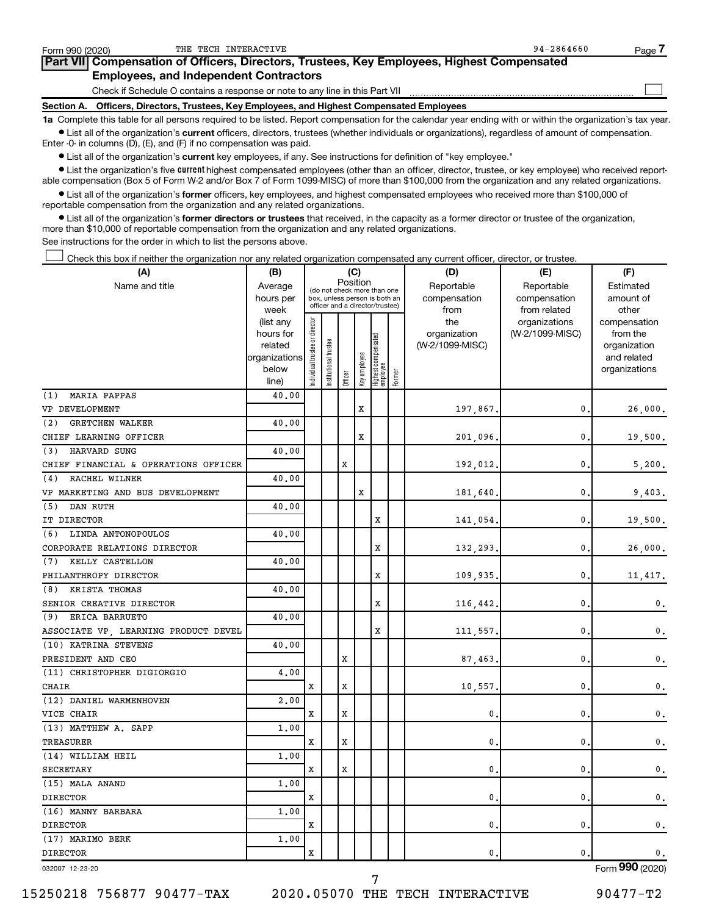Form 990 (2020) THE TECH INTERACTIVE 94-2864660 Page 7

## Part VII Compensation of Officers, Directors, Trustees, Key Employees, Highest Compensated Employees, and Independent Contractors

Check if Schedule O contains a response or note to any line in this Part VII ☐

### Section A. Officers, Directors, Trustees, Key Employees, and Highest Compensated Employees

**1a** Complete this table for all persons required to be listed. Report compensation for the calendar year ending with or within the organization's tax year.

- List all of the organization's **current** officers, directors, trustees (whether individuals or organizations), regardless of amount of compensation. Enter -0- in columns (D), (E), and (F) if no compensation was paid.
- List all of the organization's **current** key employees, if any. See instructions for definition of "key employee."
- List the organization's five **current** highest compensated employees (other than an officer, director, trustee, or key employee) who received reportable compensation (Box 5 of Form W-2 and/or Box 7 of Form 1099-MISC) of more than $100,000 from the organization and any related organizations.
- List all of the organization's **former** officers, key employees, and highest compensated employees who received more than $100,000 of reportable compensation from the organization and any related organizations.
- List all of the organization's **former directors or trustees** that received, in the capacity as a former director or trustee of the organization, more than $10,000 of reportable compensation from the organization and any related organizations.

See instructions for the order in which to list the persons above.

☐ Check this box if neither the organization nor any related organization compensated any current officer, director, or trustee.

| (A) Name and title | (B) Average hours per week (list any hours for related organizations below line) | (C) Position: Individual trustee or director | Institutional trustee | Officer | Key employee | Highest compensated employee | Former | (D) Reportable compensation from the organization (W-2/1099-MISC) | (E) Reportable compensation from related organizations (W-2/1099-MISC) | (F) Estimated amount of other compensation from the organization and related organizations |
|---|---|---|---|---|---|---|---|---|---|---|
| (1) MARIA PAPPAS<br>VP DEVELOPMENT | 40.00 | | | | X | | | 197,867. | 0. | 26,000. |
| (2) GRETCHEN WALKER<br>CHIEF LEARNING OFFICER | 40.00 | | | | X | | | 201,096. | 0. | 19,500. |
| (3) HARVARD SUNG<br>CHIEF FINANCIAL & OPERATIONS OFFICER | 40.00 | | | X | | | | 192,012. | 0. | 5,200. |
| (4) RACHEL WILNER<br>VP MARKETING AND BUS DEVELOPMENT | 40.00 | | | | X | | | 181,640. | 0. | 9,403. |
| (5) DAN RUTH<br>IT DIRECTOR | 40.00 | | | | | X | | 141,054. | 0. | 19,500. |
| (6) LINDA ANTONOPOULOS<br>CORPORATE RELATIONS DIRECTOR | 40.00 | | | | | X | | 132,293. | 0. | 26,000. |
| (7) KELLY CASTELLON<br>PHILANTHROPY DIRECTOR | 40.00 | | | | | X | | 109,935. | 0. | 11,417. |
| (8) KRISTA THOMAS<br>SENIOR CREATIVE DIRECTOR | 40.00 | | | | | X | | 116,442. | 0. | 0. |
| (9) ERICA BARRUETO<br>ASSOCIATE VP, LEARNING PRODUCT DEVEL | 40.00 | | | | | X | | 111,557. | 0. | 0. |
| (10) KATRINA STEVENS<br>PRESIDENT AND CEO | 40.00 | | | X | | | | 87,463. | 0. | 0. |
| (11) CHRISTOPHER DIGIORGIO<br>CHAIR | 4.00 | X | | X | | | | 10,557. | 0. | 0. |
| (12) DANIEL WARMENHOVEN<br>VICE CHAIR | 2.00 | X | | X | | | | 0. | 0. | 0. |
| (13) MATTHEW A. SAPP<br>TREASURER | 1.00 | X | | X | | | | 0. | 0. | 0. |
| (14) WILLIAM HEIL<br>SECRETARY | 1.00 | X | | X | | | | 0. | 0. | 0. |
| (15) MALA ANAND<br>DIRECTOR | 1.00 | X | | | | | | 0. | 0. | 0. |
| (16) MANNY BARBARA<br>DIRECTOR | 1.00 | X | | | | | | 0. | 0. | 0. |
| (17) MARIMO BERK<br>DIRECTOR | 1.00 | X | | | | | | 0. | 0. | 0. |

032007 12-23-20 Form 990 (2020)

15250218 756877 90477-TAX 2020.05070 THE TECH INTERACTIVE 90477-T2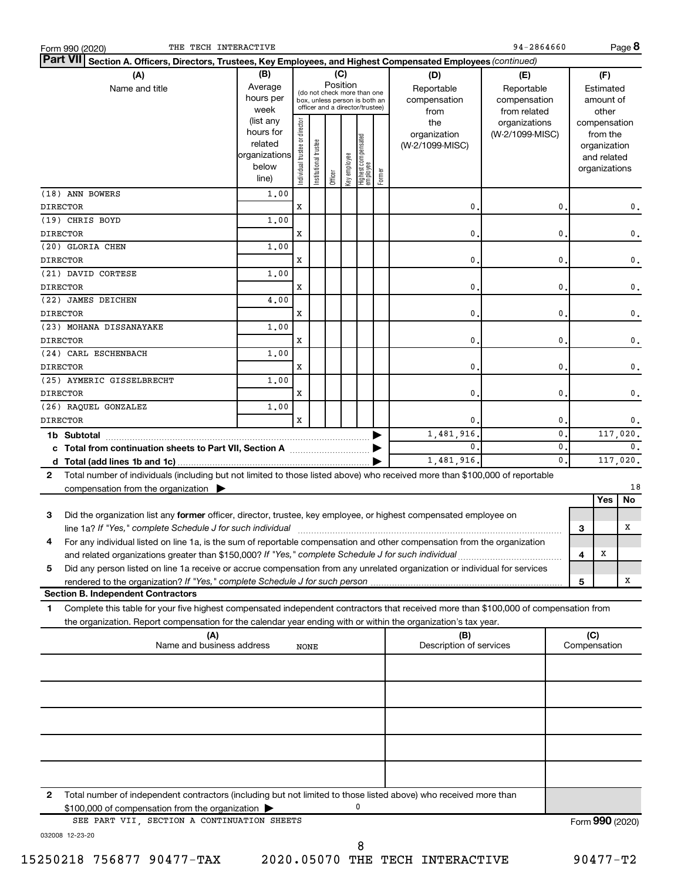Form 990 (2020) THE TECH INTERACTIVE 94-2864660 Page 8

**Part VII** Section A. Officers, Directors, Trustees, Key Employees, and Highest Compensated Employees *(continued)*

| (A) Name and title | (B) Average hours per week (list any hours for related organizations below line) | (C) Position: Individual trustee or director | Institutional trustee | Officer | Key employee | Highest compensated employee | Former | (D) Reportable compensation from the organization (W-2/1099-MISC) | (E) Reportable compensation from related organizations (W-2/1099-MISC) | (F) Estimated amount of other compensation from the organization and related organizations |
|---|---|---|---|---|---|---|---|---|---|---|
| (18) ANN BOWERS DIRECTOR | 1.00 | X | | | | | | 0. | 0. | 0. |
| (19) CHRIS BOYD DIRECTOR | 1.00 | X | | | | | | 0. | 0. | 0. |
| (20) GLORIA CHEN DIRECTOR | 1.00 | X | | | | | | 0. | 0. | 0. |
| (21) DAVID CORTESE DIRECTOR | 1.00 | X | | | | | | 0. | 0. | 0. |
| (22) JAMES DEICHEN DIRECTOR | 4.00 | X | | | | | | 0. | 0. | 0. |
| (23) MOHANA DISSANAYAKE DIRECTOR | 1.00 | X | | | | | | 0. | 0. | 0. |
| (24) CARL ESCHENBACH DIRECTOR | 1.00 | X | | | | | | 0. | 0. | 0. |
| (25) AYMERIC GISSELBRECHT DIRECTOR | 1.00 | X | | | | | | 0. | 0. | 0. |
| (26) RAQUEL GONZALEZ DIRECTOR | 1.00 | X | | | | | | 0. | 0. | 0. |
| 1b Subtotal | | | | | | | | 1,481,916. | 0. | 117,020. |
| c Total from continuation sheets to Part VII, Section A | | | | | | | | 0. | 0. | 0. |
| d Total (add lines 1b and 1c) | | | | | | | | 1,481,916. | 0. | 117,020. |

2 Total number of individuals (including but not limited to those listed above) who received more than $100,000 of reportable compensation from the organization ▶ 18

| | | | Yes | No |
|---|---|---|---|---|
| 3 | Did the organization list any **former** officer, director, trustee, key employee, or highest compensated employee on line 1a? *If "Yes," complete Schedule J for such individual* | 3 | | X |
| 4 | For any individual listed on line 1a, is the sum of reportable compensation and other compensation from the organization and related organizations greater than $150,000? *If "Yes," complete Schedule J for such individual* | 4 | X | |
| 5 | Did any person listed on line 1a receive or accrue compensation from any unrelated organization or individual for services rendered to the organization? *If "Yes," complete Schedule J for such person* | 5 | | X |

**Section B. Independent Contractors**

1 Complete this table for your five highest compensated independent contractors that received more than $100,000 of compensation from the organization. Report compensation for the calendar year ending with or within the organization's tax year.

| (A) Name and business address | (B) Description of services | (C) Compensation |
|---|---|---|
| NONE | | |
| | | |
| | | |
| | | |
| | | |

2 Total number of independent contractors (including but not limited to those listed above) who received more than $100,000 of compensation from the organization ▶ 0

SEE PART VII, SECTION A CONTINUATION SHEETS

Form **990** (2020)

032008 12-23-20

15250218 756877 90477-TAX 2020.05070 THE TECH INTERACTIVE 90477-T2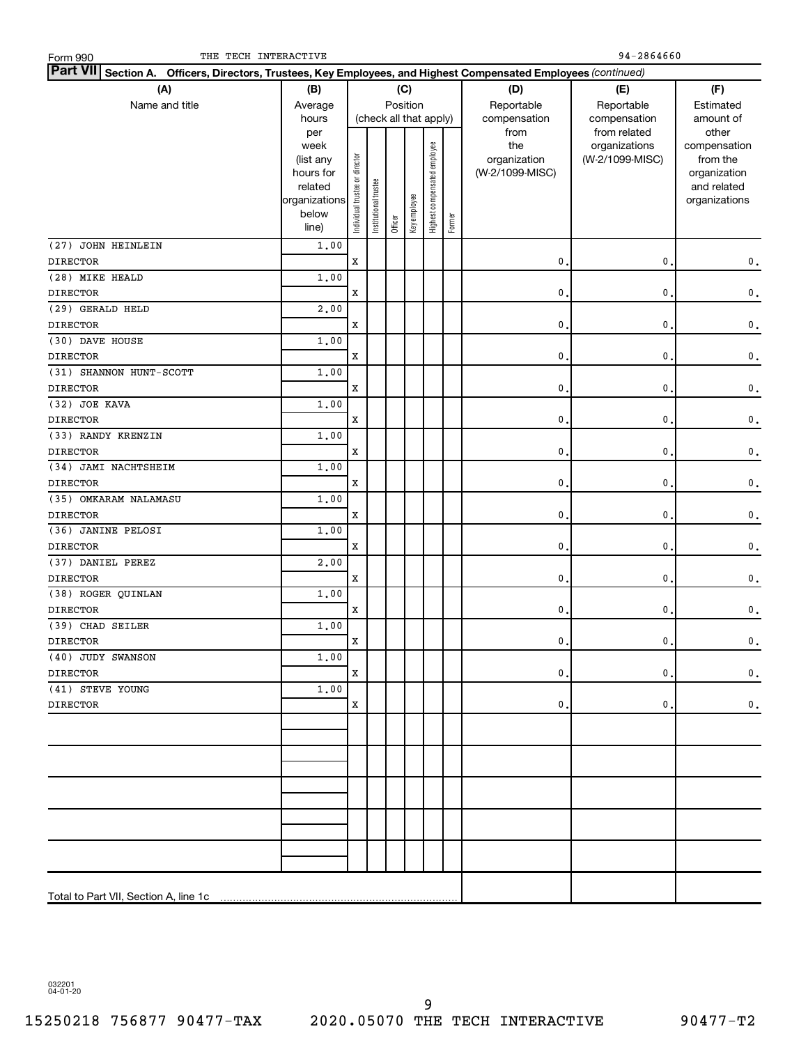Form 990 THE TECH INTERACTIVE 94-2864660

**Part VII Section A. Officers, Directors, Trustees, Key Employees, and Highest Compensated Employees** *(continued)*

| (A) Name and title | (B) Average hours per week (list any hours for related organizations below line) | (C) Position (check all that apply): Individual trustee or director | Institutional trustee | Officer | Key employee | Highest compensated employee | Former | (D) Reportable compensation from the organization (W-2/1099-MISC) | (E) Reportable compensation from related organizations (W-2/1099-MISC) | (F) Estimated amount of other compensation from the organization and related organizations |
|---|---|---|---|---|---|---|---|---|---|---|
| (27) JOHN HEINLEIN DIRECTOR | 1.00 | X | | | | | | 0. | 0. | 0. |
| (28) MIKE HEALD DIRECTOR | 1.00 | X | | | | | | 0. | 0. | 0. |
| (29) GERALD HELD DIRECTOR | 2.00 | X | | | | | | 0. | 0. | 0. |
| (30) DAVE HOUSE DIRECTOR | 1.00 | X | | | | | | 0. | 0. | 0. |
| (31) SHANNON HUNT-SCOTT DIRECTOR | 1.00 | X | | | | | | 0. | 0. | 0. |
| (32) JOE KAVA DIRECTOR | 1.00 | X | | | | | | 0. | 0. | 0. |
| (33) RANDY KRENZIN DIRECTOR | 1.00 | X | | | | | | 0. | 0. | 0. |
| (34) JAMI NACHTSHEIM DIRECTOR | 1.00 | X | | | | | | 0. | 0. | 0. |
| (35) OMKARAM NALAMASU DIRECTOR | 1.00 | X | | | | | | 0. | 0. | 0. |
| (36) JANINE PELOSI DIRECTOR | 1.00 | X | | | | | | 0. | 0. | 0. |
| (37) DANIEL PEREZ DIRECTOR | 2.00 | X | | | | | | 0. | 0. | 0. |
| (38) ROGER QUINLAN DIRECTOR | 1.00 | X | | | | | | 0. | 0. | 0. |
| (39) CHAD SEILER DIRECTOR | 1.00 | X | | | | | | 0. | 0. | 0. |
| (40) JUDY SWANSON DIRECTOR | 1.00 | X | | | | | | 0. | 0. | 0. |
| (41) STEVE YOUNG DIRECTOR | 1.00 | X | | | | | | 0. | 0. | 0. |
| | | | | | | | | | | |
| | | | | | | | | | | |
| | | | | | | | | | | |
| | | | | | | | | | | |
| | | | | | | | | | | |
| Total to Part VII, Section A, line 1c | | | | | | | | | | |

032201 04-01-20

15250218 756877 90477-TAX 2020.05070 THE TECH INTERACTIVE 90477-T2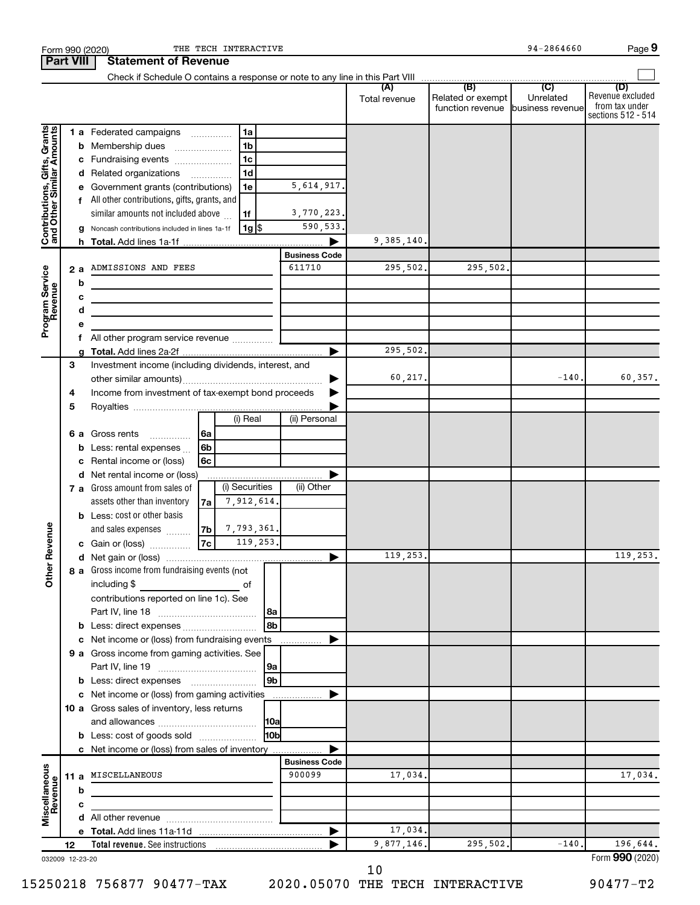Form 990 (2020) THE TECH INTERACTIVE 94-2864660 Page 9

**Part VIII Statement of Revenue**

Check if Schedule O contains a response or note to any line in this Part VIII ☐

| | | | | (A) Total revenue | (B) Related or exempt function revenue | (C) Unrelated business revenue | (D) Revenue excluded from tax under sections 512 - 514 |
|---|---|---|---|---|---|---|---|
| **Contributions, Gifts, Grants and Other Similar Amounts** | 1 a Federated campaigns | 1a | | | | | |
| | b Membership dues | 1b | | | | | |
| | c Fundraising events | 1c | | | | | |
| | d Related organizations | 1d | | | | | |
| | e Government grants (contributions) | 1e | 5,614,917. | | | | |
| | f All other contributions, gifts, grants, and similar amounts not included above | 1f | 3,770,223. | | | | |
| | g Noncash contributions included in lines 1a-1f | 1g $ | 590,533. | | | | |
| | h **Total.** Add lines 1a-1f | | ▶ | 9,385,140. | | | |
| **Program Service Revenue** | | | **Business Code** | | | | |
| | 2 a ADMISSIONS AND FEES | | 611710 | 295,502. | 295,502. | | |
| | b | | | | | | |
| | c | | | | | | |
| | d | | | | | | |
| | e | | | | | | |
| | f All other program service revenue | | | | | | |
| | g **Total.** Add lines 2a-2f | | ▶ | 295,502. | | | |
| **Other Revenue** | 3 Investment income (including dividends, interest, and other similar amounts) | | ▶ | 60,217. | | -140. | 60,357. |
| | 4 Income from investment of tax-exempt bond proceeds | | ▶ | | | | |
| | 5 Royalties | | ▶ | | | | |
| | | (i) Real | (ii) Personal | | | | |
| | 6 a Gross rents 6a | | | | | | |
| | b Less: rental expenses 6b | | | | | | |
| | c Rental income or (loss) 6c | | | | | | |
| | d Net rental income or (loss) | | ▶ | | | | |
| | | (i) Securities | (ii) Other | | | | |
| | 7 a Gross amount from sales of assets other than inventory 7a | 7,912,614. | | | | | |
| | b Less: cost or other basis and sales expenses 7b | 7,793,361. | | | | | |
| | c Gain or (loss) 7c | 119,253. | | | | | |
| | d Net gain or (loss) | | ▶ | 119,253. | | | 119,253. |
| | 8 a Gross income from fundraising events (not including $ of contributions reported on line 1c). See Part IV, line 18 | 8a | | | | | |
| | b Less: direct expenses | 8b | | | | | |
| | c Net income or (loss) from fundraising events | | ▶ | | | | |
| | 9 a Gross income from gaming activities. See Part IV, line 19 | 9a | | | | | |
| | b Less: direct expenses | 9b | | | | | |
| | c Net income or (loss) from gaming activities | | ▶ | | | | |
| | 10 a Gross sales of inventory, less returns and allowances | 10a | | | | | |
| | b Less: cost of goods sold | 10b | | | | | |
| | c Net income or (loss) from sales of inventory | | ▶ | | | | |
| **Miscellaneous Revenue** | | | **Business Code** | | | | |
| | 11 a MISCELLANEOUS | | 900099 | 17,034. | | | 17,034. |
| | b | | | | | | |
| | c | | | | | | |
| | d All other revenue | | | | | | |
| | e **Total.** Add lines 11a-11d | | ▶ | 17,034. | | | |
| | 12 **Total revenue.** See instructions | | ▶ | 9,877,146. | 295,502. | -140. | 196,644. |

032009 12-23-20 Form **990** (2020)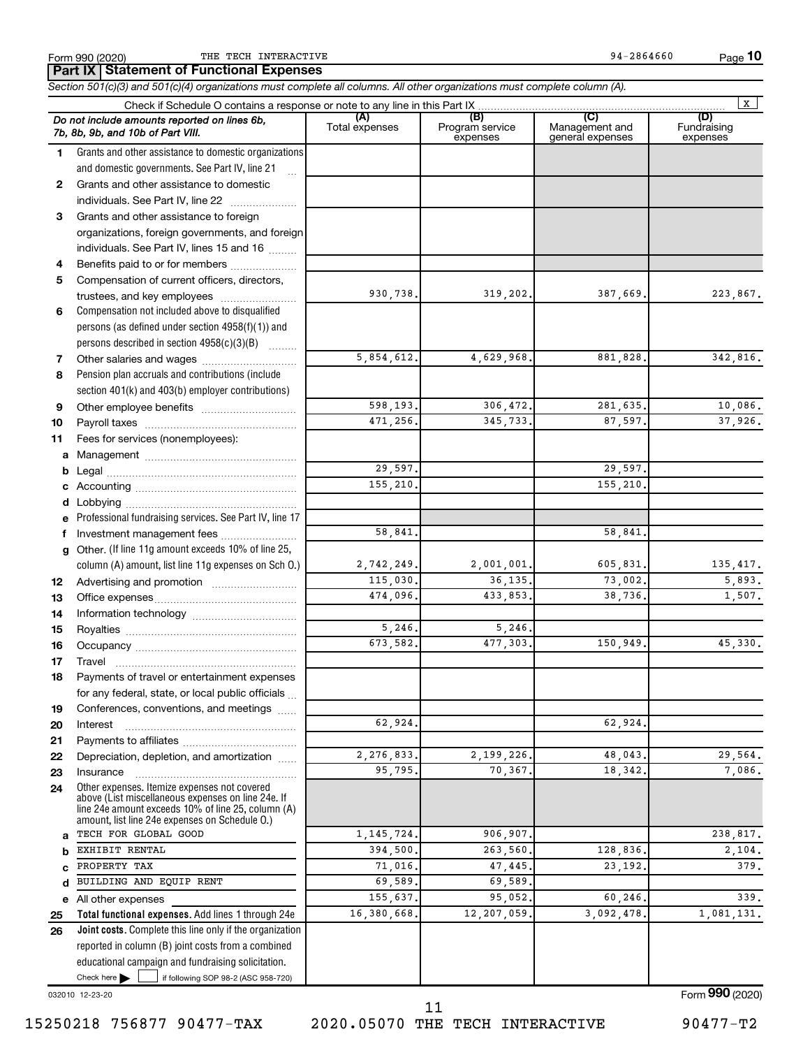Form 990 (2020) THE TECH INTERACTIVE 94-2864660 Page 10

## Part IX Statement of Functional Expenses

*Section 501(c)(3) and 501(c)(4) organizations must complete all columns. All other organizations must complete column (A).*

Check if Schedule O contains a response or note to any line in this Part IX .......... X

| *Do not include amounts reported on lines 6b, 7b, 8b, 9b, and 10b of Part VIII.* | (A) Total expenses | (B) Program service expenses | (C) Management and general expenses | (D) Fundraising expenses |
|---|---|---|---|---|
| 1 Grants and other assistance to domestic organizations and domestic governments. See Part IV, line 21 | | | | |
| 2 Grants and other assistance to domestic individuals. See Part IV, line 22 | | | | |
| 3 Grants and other assistance to foreign organizations, foreign governments, and foreign individuals. See Part IV, lines 15 and 16 | | | | |
| 4 Benefits paid to or for members | | | | |
| 5 Compensation of current officers, directors, trustees, and key employees | 930,738. | 319,202. | 387,669. | 223,867. |
| 6 Compensation not included above to disqualified persons (as defined under section 4958(f)(1)) and persons described in section 4958(c)(3)(B) | | | | |
| 7 Other salaries and wages | 5,854,612. | 4,629,968. | 881,828. | 342,816. |
| 8 Pension plan accruals and contributions (include section 401(k) and 403(b) employer contributions) | | | | |
| 9 Other employee benefits | 598,193. | 306,472. | 281,635. | 10,086. |
| 10 Payroll taxes | 471,256. | 345,733. | 87,597. | 37,926. |
| 11 Fees for services (nonemployees): | | | | |
| a Management | | | | |
| b Legal | 29,597. | | 29,597. | |
| c Accounting | 155,210. | | 155,210. | |
| d Lobbying | | | | |
| e Professional fundraising services. See Part IV, line 17 | | | | |
| f Investment management fees | 58,841. | | 58,841. | |
| g Other. (If line 11g amount exceeds 10% of line 25, column (A) amount, list line 11g expenses on Sch O.) | 2,742,249. | 2,001,001. | 605,831. | 135,417. |
| 12 Advertising and promotion | 115,030. | 36,135. | 73,002. | 5,893. |
| 13 Office expenses | 474,096. | 433,853. | 38,736. | 1,507. |
| 14 Information technology | | | | |
| 15 Royalties | 5,246. | 5,246. | | |
| 16 Occupancy | 673,582. | 477,303. | 150,949. | 45,330. |
| 17 Travel | | | | |
| 18 Payments of travel or entertainment expenses for any federal, state, or local public officials | | | | |
| 19 Conferences, conventions, and meetings | | | | |
| 20 Interest | 62,924. | | 62,924. | |
| 21 Payments to affiliates | | | | |
| 22 Depreciation, depletion, and amortization | 2,276,833. | 2,199,226. | 48,043. | 29,564. |
| 23 Insurance | 95,795. | 70,367. | 18,342. | 7,086. |
| 24 Other expenses. Itemize expenses not covered above (List miscellaneous expenses on line 24e. If line 24e amount exceeds 10% of line 25, column (A) amount, list line 24e expenses on Schedule O.) | | | | |
| a TECH FOR GLOBAL GOOD | 1,145,724. | 906,907. | | 238,817. |
| b EXHIBIT RENTAL | 394,500. | 263,560. | 128,836. | 2,104. |
| c PROPERTY TAX | 71,016. | 47,445. | 23,192. | 379. |
| d BUILDING AND EQUIP RENT | 69,589. | 69,589. | | |
| e All other expenses | 155,637. | 95,052. | 60,246. | 339. |
| 25 **Total functional expenses.** Add lines 1 through 24e | 16,380,668. | 12,207,059. | 3,092,478. | 1,081,131. |
| 26 **Joint costs.** Complete this line only if the organization reported in column (B) joint costs from a combined educational campaign and fundraising solicitation. Check here ☐ if following SOP 98-2 (ASC 958-720) | | | | |

032010 12-23-20 Form **990** (2020)

15250218 756877 90477-TAX 2020.05070 THE TECH INTERACTIVE 90477-T2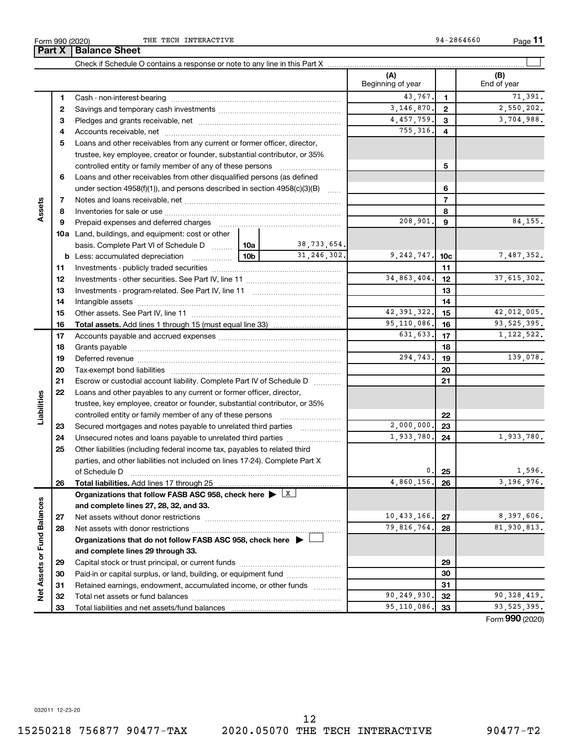Form 990 (2020) THE TECH INTERACTIVE 94-2864660 Page 11

## Part X Balance Sheet

Check if Schedule O contains a response or note to any line in this Part X ☐

| | | | | (A) Beginning of year | | (B) End of year |
|---|---|---|---|---|---|---|
| **Assets** | 1 | Cash - non-interest-bearing | | 43,767. | 1 | 71,391. |
| | 2 | Savings and temporary cash investments | | 3,146,870. | 2 | 2,550,202. |
| | 3 | Pledges and grants receivable, net | | 4,457,759. | 3 | 3,704,988. |
| | 4 | Accounts receivable, net | | 755,316. | 4 | |
| | 5 | Loans and other receivables from any current or former officer, director, trustee, key employee, creator or founder, substantial contributor, or 35% controlled entity or family member of any of these persons | | | 5 | |
| | 6 | Loans and other receivables from other disqualified persons (as defined under section 4958(f)(1)), and persons described in section 4958(c)(3)(B) | | | 6 | |
| | 7 | Notes and loans receivable, net | | | 7 | |
| | 8 | Inventories for sale or use | | | 8 | |
| | 9 | Prepaid expenses and deferred charges | | 208,901. | 9 | 84,155. |
| | 10a | Land, buildings, and equipment: cost or other basis. Complete Part VI of Schedule D | 10a 38,733,654. | | | |
| | b | Less: accumulated depreciation | 10b 31,246,302. | 9,242,747. | 10c | 7,487,352. |
| | 11 | Investments - publicly traded securities | | | 11 | |
| | 12 | Investments - other securities. See Part IV, line 11 | | 34,863,404. | 12 | 37,615,302. |
| | 13 | Investments - program-related. See Part IV, line 11 | | | 13 | |
| | 14 | Intangible assets | | | 14 | |
| | 15 | Other assets. See Part IV, line 11 | | 42,391,322. | 15 | 42,012,005. |
| | 16 | **Total assets.** Add lines 1 through 15 (must equal line 33) | | 95,110,086. | 16 | 93,525,395. |
| **Liabilities** | 17 | Accounts payable and accrued expenses | | 631,633. | 17 | 1,122,522. |
| | 18 | Grants payable | | | 18 | |
| | 19 | Deferred revenue | | 294,743. | 19 | 139,078. |
| | 20 | Tax-exempt bond liabilities | | | 20 | |
| | 21 | Escrow or custodial account liability. Complete Part IV of Schedule D | | | 21 | |
| | 22 | Loans and other payables to any current or former officer, director, trustee, key employee, creator or founder, substantial contributor, or 35% controlled entity or family member of any of these persons | | | 22 | |
| | 23 | Secured mortgages and notes payable to unrelated third parties | | 2,000,000. | 23 | |
| | 24 | Unsecured notes and loans payable to unrelated third parties | | 1,933,780. | 24 | 1,933,780. |
| | 25 | Other liabilities (including federal income tax, payables to related third parties, and other liabilities not included on lines 17-24). Complete Part X of Schedule D | | 0. | 25 | 1,596. |
| | 26 | **Total liabilities.** Add lines 17 through 25 | | 4,860,156. | 26 | 3,196,976. |
| **Net Assets or Fund Balances** | | **Organizations that follow FASB ASC 958, check here ▶ X and complete lines 27, 28, 32, and 33.** | | | | |
| | 27 | Net assets without donor restrictions | | 10,433,166. | 27 | 8,397,606. |
| | 28 | Net assets with donor restrictions | | 79,816,764. | 28 | 81,930,813. |
| | | **Organizations that do not follow FASB ASC 958, check here ▶ ☐ and complete lines 29 through 33.** | | | | |
| | 29 | Capital stock or trust principal, or current funds | | | 29 | |
| | 30 | Paid-in or capital surplus, or land, building, or equipment fund | | | 30 | |
| | 31 | Retained earnings, endowment, accumulated income, or other funds | | | 31 | |
| | 32 | Total net assets or fund balances | | 90,249,930. | 32 | 90,328,419. |
| | 33 | Total liabilities and net assets/fund balances | | 95,110,086. | 33 | 93,525,395. |

Form **990** (2020)

032011 12-23-20

15250218 756877 90477-TAX 2020.05070 THE TECH INTERACTIVE 90477-T2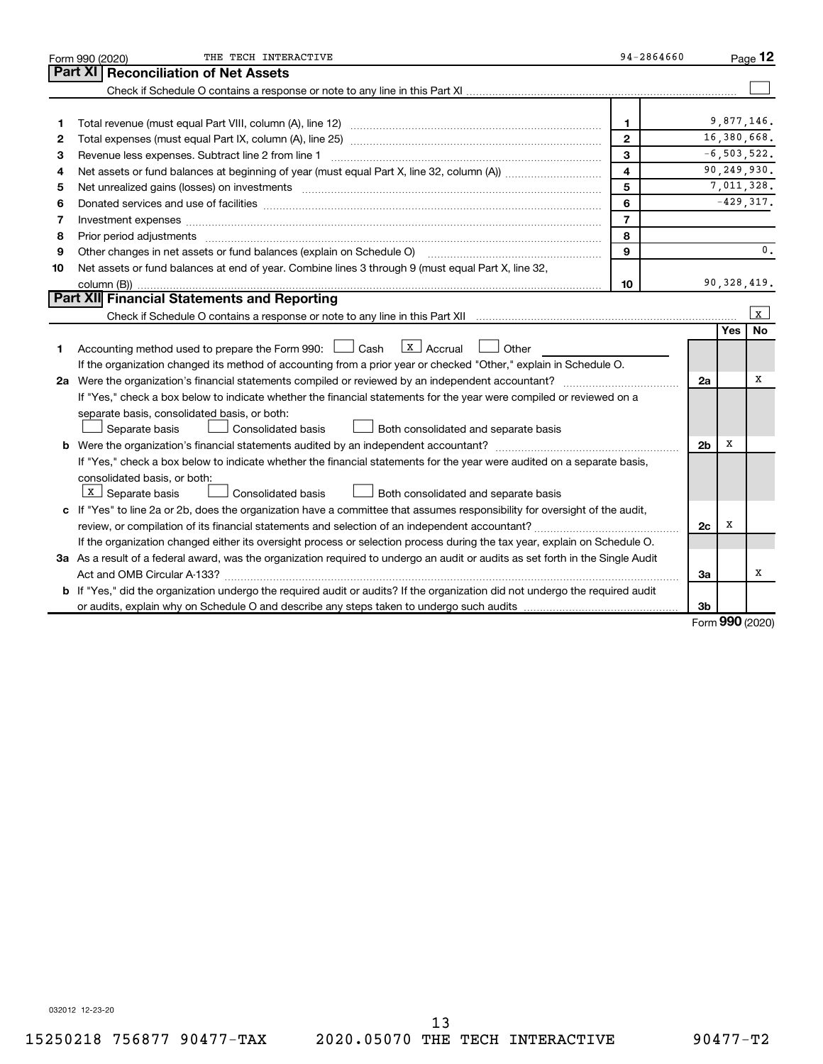Form 990 (2020) THE TECH INTERACTIVE 94-2864660 Page **12**

## Part XI Reconciliation of Net Assets

Check if Schedule O contains a response or note to any line in this Part XI ☐

| | | | |
|---|---|---|---|
| 1 | Total revenue (must equal Part VIII, column (A), line 12) | 1 | 9,877,146. |
| 2 | Total expenses (must equal Part IX, column (A), line 25) | 2 | 16,380,668. |
| 3 | Revenue less expenses. Subtract line 2 from line 1 | 3 | -6,503,522. |
| 4 | Net assets or fund balances at beginning of year (must equal Part X, line 32, column (A)) | 4 | 90,249,930. |
| 5 | Net unrealized gains (losses) on investments | 5 | 7,011,328. |
| 6 | Donated services and use of facilities | 6 | -429,317. |
| 7 | Investment expenses | 7 | |
| 8 | Prior period adjustments | 8 | |
| 9 | Other changes in net assets or fund balances (explain on Schedule O) | 9 | 0. |
| 10 | Net assets or fund balances at end of year. Combine lines 3 through 9 (must equal Part X, line 32, column (B)) | 10 | 90,328,419. |

## Part XII Financial Statements and Reporting

Check if Schedule O contains a response or note to any line in this Part XII ☒

| | | | Yes | No |
|---|---|---|---|---|
| 1 | Accounting method used to prepare the Form 990: ☐ Cash ☒ Accrual ☐ Other<br>If the organization changed its method of accounting from a prior year or checked "Other," explain in Schedule O. | | | |
| 2a | Were the organization's financial statements compiled or reviewed by an independent accountant?<br>If "Yes," check a box below to indicate whether the financial statements for the year were compiled or reviewed on a separate basis, consolidated basis, or both:<br>☐ Separate basis ☐ Consolidated basis ☐ Both consolidated and separate basis | 2a | | X |
| b | Were the organization's financial statements audited by an independent accountant?<br>If "Yes," check a box below to indicate whether the financial statements for the year were audited on a separate basis, consolidated basis, or both:<br>☒ Separate basis ☐ Consolidated basis ☐ Both consolidated and separate basis | 2b | X | |
| c | If "Yes" to line 2a or 2b, does the organization have a committee that assumes responsibility for oversight of the audit, review, or compilation of its financial statements and selection of an independent accountant?<br>If the organization changed either its oversight process or selection process during the tax year, explain on Schedule O. | 2c | X | |
| 3a | As a result of a federal award, was the organization required to undergo an audit or audits as set forth in the Single Audit Act and OMB Circular A-133? | 3a | | X |
| b | If "Yes," did the organization undergo the required audit or audits? If the organization did not undergo the required audit or audits, explain why on Schedule O and describe any steps taken to undergo such audits | 3b | | |

Form **990** (2020)

032012 12-23-20

15250218 756877 90477-TAX 2020.05070 THE TECH INTERACTIVE 90477-T2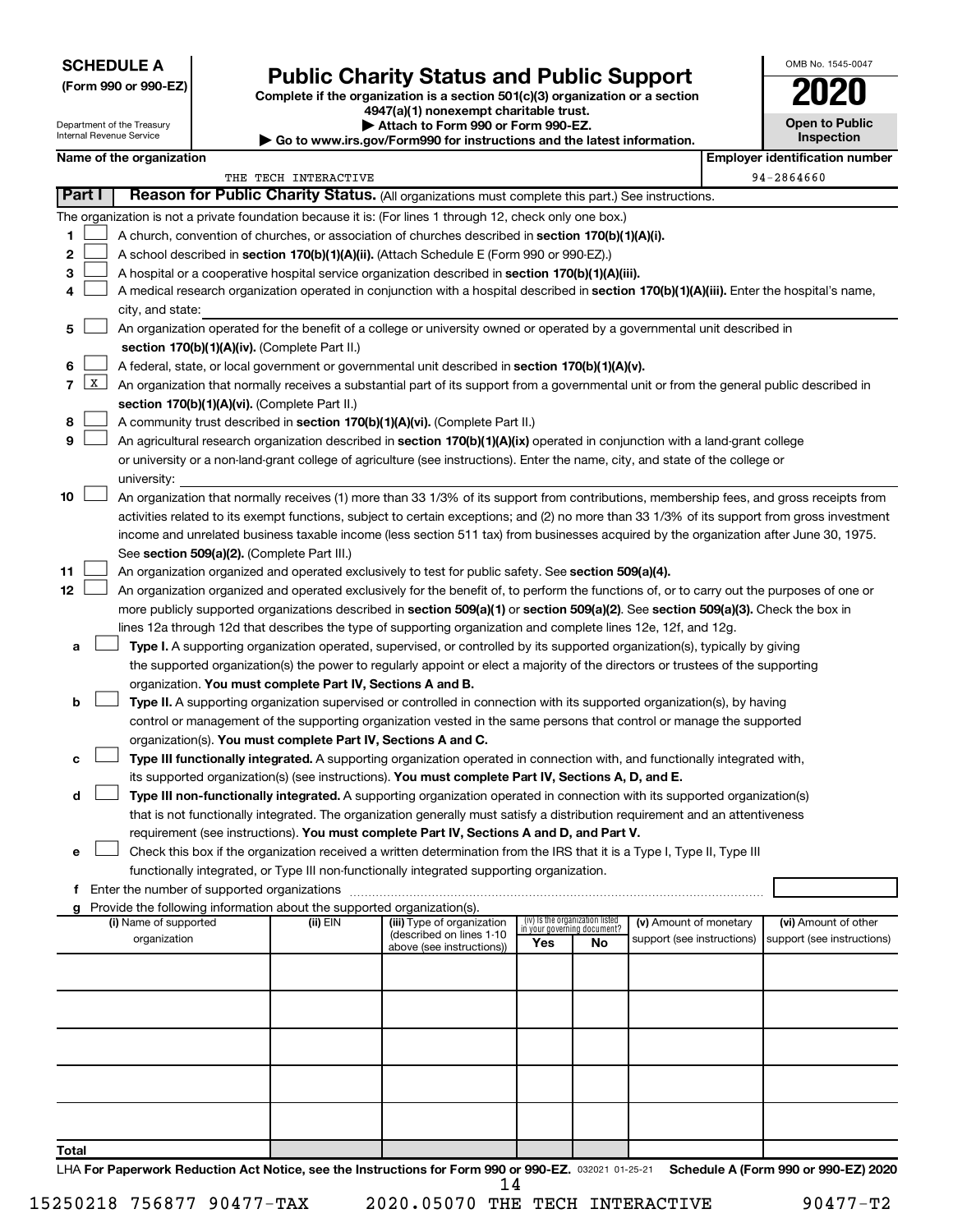**SCHEDULE A**
**(Form 990 or 990-EZ)**

Department of the Treasury
Internal Revenue Service

# Public Charity Status and Public Support

**Complete if the organization is a section 501(c)(3) organization or a section 4947(a)(1) nonexempt charitable trust.**
**▶ Attach to Form 990 or Form 990-EZ.**
**▶ Go to www.irs.gov/Form990 for instructions and the latest information.**

OMB No. 1545-0047
**2020**
**Open to Public Inspection**

**Name of the organization**
THE TECH INTERACTIVE

**Employer identification number**
94-2864660

## Part I — Reason for Public Charity Status. (All organizations must complete this part.) See instructions.

The organization is not a private foundation because it is: (For lines 1 through 12, check only one box.)

1 [ ] A church, convention of churches, or association of churches described in **section 170(b)(1)(A)(i).**

2 [ ] A school described in **section 170(b)(1)(A)(ii).** (Attach Schedule E (Form 990 or 990-EZ).)

3 [ ] A hospital or a cooperative hospital service organization described in **section 170(b)(1)(A)(iii).**

4 [ ] A medical research organization operated in conjunction with a hospital described in **section 170(b)(1)(A)(iii).** Enter the hospital's name, city, and state:

5 [ ] An organization operated for the benefit of a college or university owned or operated by a governmental unit described in **section 170(b)(1)(A)(iv).** (Complete Part II.)

6 [ ] A federal, state, or local government or governmental unit described in **section 170(b)(1)(A)(v).**

7 [X] An organization that normally receives a substantial part of its support from a governmental unit or from the general public described in **section 170(b)(1)(A)(vi).** (Complete Part II.)

8 [ ] A community trust described in **section 170(b)(1)(A)(vi).** (Complete Part II.)

9 [ ] An agricultural research organization described in **section 170(b)(1)(A)(ix)** operated in conjunction with a land-grant college or university or a non-land-grant college of agriculture (see instructions). Enter the name, city, and state of the college or university:

10 [ ] An organization that normally receives (1) more than 33 1/3% of its support from contributions, membership fees, and gross receipts from activities related to its exempt functions, subject to certain exceptions; and (2) no more than 33 1/3% of its support from gross investment income and unrelated business taxable income (less section 511 tax) from businesses acquired by the organization after June 30, 1975. See **section 509(a)(2).** (Complete Part III.)

11 [ ] An organization organized and operated exclusively to test for public safety. See **section 509(a)(4).**

12 [ ] An organization organized and operated exclusively for the benefit of, to perform the functions of, or to carry out the purposes of one or more publicly supported organizations described in **section 509(a)(1)** or **section 509(a)(2)**. See **section 509(a)(3).** Check the box in lines 12a through 12d that describes the type of supporting organization and complete lines 12e, 12f, and 12g.

a [ ] **Type I.** A supporting organization operated, supervised, or controlled by its supported organization(s), typically by giving the supported organization(s) the power to regularly appoint or elect a majority of the directors or trustees of the supporting organization. **You must complete Part IV, Sections A and B.**

b [ ] **Type II.** A supporting organization supervised or controlled in connection with its supported organization(s), by having control or management of the supporting organization vested in the same persons that control or manage the supported organization(s). **You must complete Part IV, Sections A and C.**

c [ ] **Type III functionally integrated.** A supporting organization operated in connection with, and functionally integrated with, its supported organization(s) (see instructions). **You must complete Part IV, Sections A, D, and E.**

d [ ] **Type III non-functionally integrated.** A supporting organization operated in connection with its supported organization(s) that is not functionally integrated. The organization generally must satisfy a distribution requirement and an attentiveness requirement (see instructions). **You must complete Part IV, Sections A and D, and Part V.**

e [ ] Check this box if the organization received a written determination from the IRS that it is a Type I, Type II, Type III functionally integrated, or Type III non-functionally integrated supporting organization.

f Enter the number of supported organizations

g Provide the following information about the supported organization(s).

| (i) Name of supported organization | (ii) EIN | (iii) Type of organization (described on lines 1-10 above (see instructions)) | (iv) Is the organization listed in your governing document? Yes | No | (v) Amount of monetary support (see instructions) | (vi) Amount of other support (see instructions) |
|---|---|---|---|---|---|---|
| | | | | | | |
| | | | | | | |
| | | | | | | |
| | | | | | | |
| | | | | | | |
| **Total** | | | | | | |

LHA **For Paperwork Reduction Act Notice, see the Instructions for Form 990 or 990-EZ.** 032021 01-25-21 **Schedule A (Form 990 or 990-EZ) 2020**

15250218 756877 90477-TAX 2020.05070 THE TECH INTERACTIVE 90477-T2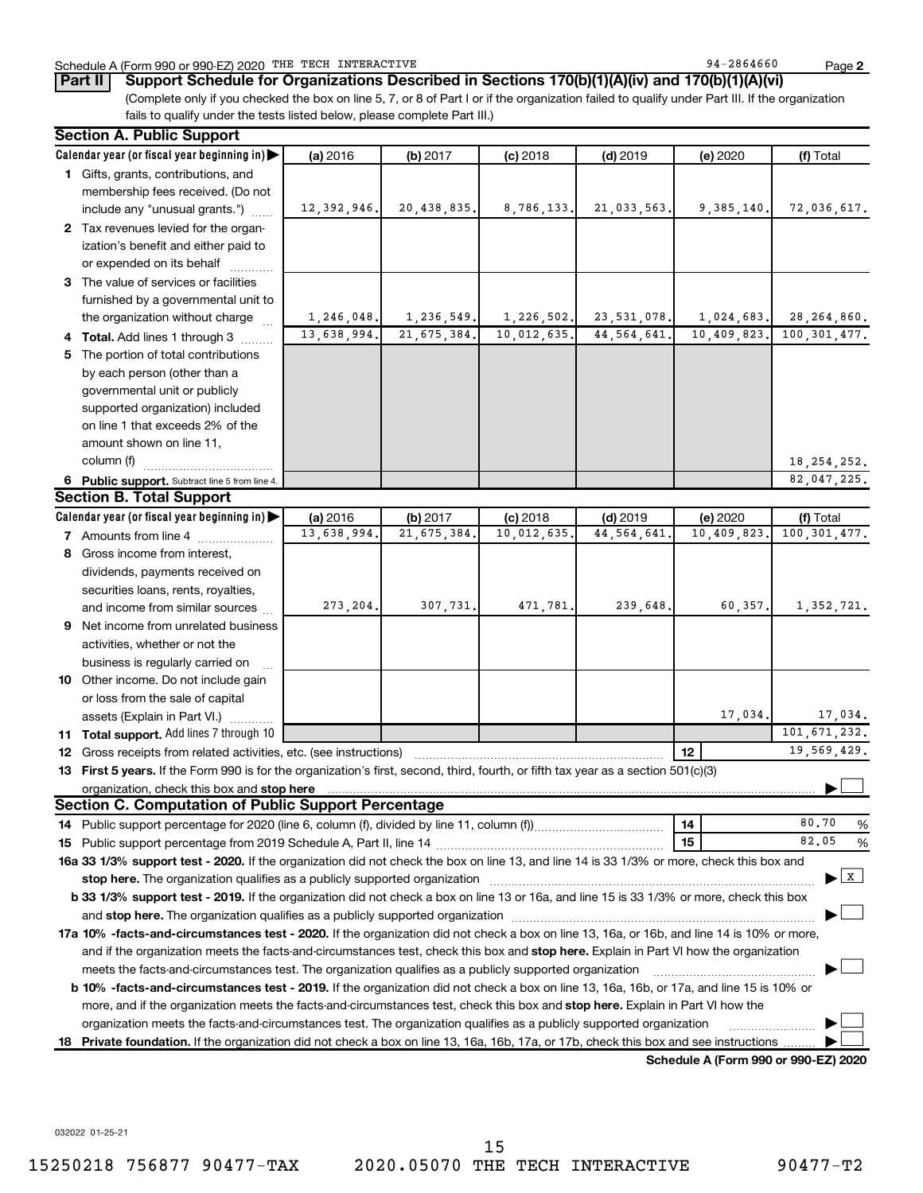Schedule A (Form 990 or 990-EZ) 2020 THE TECH INTERACTIVE 94-2864660 Page 2

**Part II** **Support Schedule for Organizations Described in Sections 170(b)(1)(A)(iv) and 170(b)(1)(A)(vi)**

(Complete only if you checked the box on line 5, 7, or 8 of Part I or if the organization failed to qualify under Part III. If the organization fails to qualify under the tests listed below, please complete Part III.)

## Section A. Public Support

| Calendar year (or fiscal year beginning in) ▶ | (a) 2016 | (b) 2017 | (c) 2018 | (d) 2019 | (e) 2020 | (f) Total |
|---|---|---|---|---|---|---|
| **1** Gifts, grants, contributions, and membership fees received. (Do not include any "unusual grants.") | 12,392,946. | 20,438,835. | 8,786,133. | 21,033,563. | 9,385,140. | 72,036,617. |
| **2** Tax revenues levied for the organization's benefit and either paid to or expended on its behalf | | | | | | |
| **3** The value of services or facilities furnished by a governmental unit to the organization without charge | 1,246,048. | 1,236,549. | 1,226,502. | 23,531,078. | 1,024,683. | 28,264,860. |
| **4 Total.** Add lines 1 through 3 | 13,638,994. | 21,675,384. | 10,012,635. | 44,564,641. | 10,409,823. | 100,301,477. |
| **5** The portion of total contributions by each person (other than a governmental unit or publicly supported organization) included on line 1 that exceeds 2% of the amount shown on line 11, column (f) | | | | | | 18,254,252. |
| **6 Public support.** Subtract line 5 from line 4. | | | | | | 82,047,225. |

## Section B. Total Support

| Calendar year (or fiscal year beginning in) ▶ | (a) 2016 | (b) 2017 | (c) 2018 | (d) 2019 | (e) 2020 | (f) Total |
|---|---|---|---|---|---|---|
| **7** Amounts from line 4 | 13,638,994. | 21,675,384. | 10,012,635. | 44,564,641. | 10,409,823. | 100,301,477. |
| **8** Gross income from interest, dividends, payments received on securities loans, rents, royalties, and income from similar sources | 273,204. | 307,731. | 471,781. | 239,648. | 60,357. | 1,352,721. |
| **9** Net income from unrelated business activities, whether or not the business is regularly carried on | | | | | | |
| **10** Other income. Do not include gain or loss from the sale of capital assets (Explain in Part VI.) | | | | | 17,034. | 17,034. |
| **11 Total support.** Add lines 7 through 10 | | | | | | 101,671,232. |

**12** Gross receipts from related activities, etc. (see instructions) **12** 19,569,429.

**13 First 5 years.** If the Form 990 is for the organization's first, second, third, fourth, or fifth tax year as a section 501(c)(3) organization, check this box and **stop here** ▶ ☐

## Section C. Computation of Public Support Percentage

**14** Public support percentage for 2020 (line 6, column (f), divided by line 11, column (f)) **14** 80.70 %

**15** Public support percentage from 2019 Schedule A, Part II, line 14 **15** 82.05 %

**16a 33 1/3% support test - 2020.** If the organization did not check the box on line 13, and line 14 is 33 1/3% or more, check this box and **stop here.** The organization qualifies as a publicly supported organization ▶ ☒

**b 33 1/3% support test - 2019.** If the organization did not check a box on line 13 or 16a, and line 15 is 33 1/3% or more, check this box and **stop here.** The organization qualifies as a publicly supported organization ▶ ☐

**17a 10% -facts-and-circumstances test - 2020.** If the organization did not check a box on line 13, 16a, or 16b, and line 14 is 10% or more, and if the organization meets the facts-and-circumstances test, check this box and **stop here.** Explain in Part VI how the organization meets the facts-and-circumstances test. The organization qualifies as a publicly supported organization ▶ ☐

**b 10% -facts-and-circumstances test - 2019.** If the organization did not check a box on line 13, 16a, 16b, or 17a, and line 15 is 10% or more, and if the organization meets the facts-and-circumstances test, check this box and **stop here.** Explain in Part VI how the organization meets the facts-and-circumstances test. The organization qualifies as a publicly supported organization ▶ ☐

**18 Private foundation.** If the organization did not check a box on line 13, 16a, 16b, 17a, or 17b, check this box and see instructions ▶ ☐

**Schedule A (Form 990 or 990-EZ) 2020**

032022 01-25-21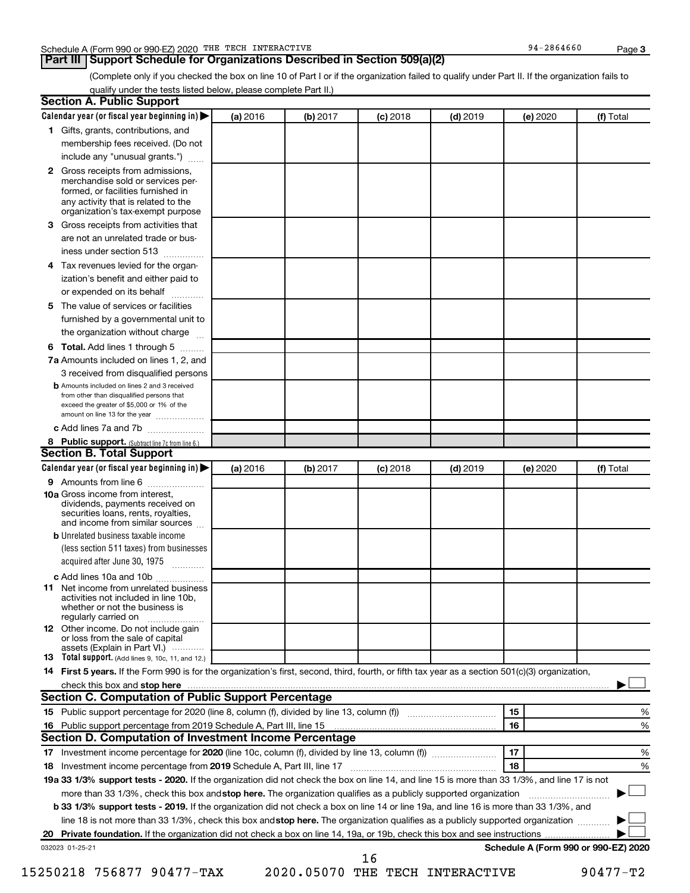Schedule A (Form 990 or 990-EZ) 2020 THE TECH INTERACTIVE 94-2864660

## Part III Support Schedule for Organizations Described in Section 509(a)(2)

(Complete only if you checked the box on line 10 of Part I or if the organization failed to qualify under Part II. If the organization fails to qualify under the tests listed below, please complete Part II.)

### Section A. Public Support

| Calendar year (or fiscal year beginning in) | (a) 2016 | (b) 2017 | (c) 2018 | (d) 2019 | (e) 2020 | (f) Total |
|---|---|---|---|---|---|---|
| **1** Gifts, grants, contributions, and membership fees received. (Do not include any "unusual grants.") | | | | | | |
| **2** Gross receipts from admissions, merchandise sold or services performed, or facilities furnished in any activity that is related to the organization's tax-exempt purpose | | | | | | |
| **3** Gross receipts from activities that are not an unrelated trade or business under section 513 | | | | | | |
| **4** Tax revenues levied for the organization's benefit and either paid to or expended on its behalf | | | | | | |
| **5** The value of services or facilities furnished by a governmental unit to the organization without charge | | | | | | |
| **6 Total.** Add lines 1 through 5 | | | | | | |
| **7a** Amounts included on lines 1, 2, and 3 received from disqualified persons | | | | | | |
| **b** Amounts included on lines 2 and 3 received from other than disqualified persons that exceed the greater of $5,000 or 1% of the amount on line 13 for the year | | | | | | |
| **c** Add lines 7a and 7b | | | | | | |
| **8 Public support.** (Subtract line 7c from line 6.) | | | | | | |

### Section B. Total Support

| Calendar year (or fiscal year beginning in) | (a) 2016 | (b) 2017 | (c) 2018 | (d) 2019 | (e) 2020 | (f) Total |
|---|---|---|---|---|---|---|
| **9** Amounts from line 6 | | | | | | |
| **10a** Gross income from interest, dividends, payments received on securities loans, rents, royalties, and income from similar sources | | | | | | |
| **b** Unrelated business taxable income (less section 511 taxes) from businesses acquired after June 30, 1975 | | | | | | |
| **c** Add lines 10a and 10b | | | | | | |
| **11** Net income from unrelated business activities not included in line 10b, whether or not the business is regularly carried on | | | | | | |
| **12** Other income. Do not include gain or loss from the sale of capital assets (Explain in Part VI.) | | | | | | |
| **13 Total support.** (Add lines 9, 10c, 11, and 12.) | | | | | | |

**14 First 5 years.** If the Form 990 is for the organization's first, second, third, fourth, or fifth tax year as a section 501(c)(3) organization, check this box and **stop here** ☐

### Section C. Computation of Public Support Percentage

| | | | |
|---|---|---|---|
| **15** Public support percentage for 2020 (line 8, column (f), divided by line 13, column (f)) | 15 | | % |
| **16** Public support percentage from 2019 Schedule A, Part III, line 15 | 16 | | % |

### Section D. Computation of Investment Income Percentage

| | | | |
|---|---|---|---|
| **17** Investment income percentage for **2020** (line 10c, column (f), divided by line 13, column (f)) | 17 | | % |
| **18** Investment income percentage from **2019** Schedule A, Part III, line 17 | 18 | | % |

**19a 33 1/3% support tests - 2020.** If the organization did not check the box on line 14, and line 15 is more than 33 1/3%, and line 17 is not more than 33 1/3%, check this box and **stop here.** The organization qualifies as a publicly supported organization ☐

**b 33 1/3% support tests - 2019.** If the organization did not check a box on line 14 or line 19a, and line 16 is more than 33 1/3%, and line 18 is not more than 33 1/3%, check this box and **stop here.** The organization qualifies as a publicly supported organization ☐

**20 Private foundation.** If the organization did not check a box on line 14, 19a, or 19b, check this box and see instructions ☐

032023 01-25-21 **Schedule A (Form 990 or 990-EZ) 2020**

15250218 756877 90477-TAX 2020.05070 THE TECH INTERACTIVE 90477-T2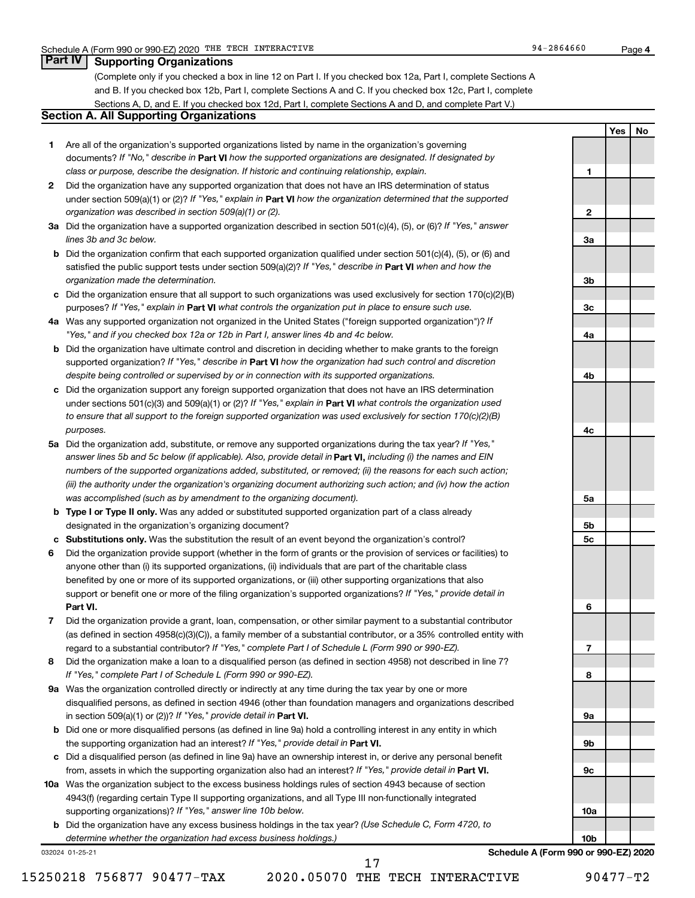Schedule A (Form 990 or 990-EZ) 2020 THE TECH INTERACTIVE 94-2864660 Page 4

## Part IV Supporting Organizations

(Complete only if you checked a box in line 12 on Part I. If you checked box 12a, Part I, complete Sections A and B. If you checked box 12b, Part I, complete Sections A and C. If you checked box 12c, Part I, complete Sections A, D, and E. If you checked box 12d, Part I, complete Sections A and D, and complete Part V.)

### Section A. All Supporting Organizations

| | | Line | Yes | No |
|---|---|---|---|---|
| **1** | Are all of the organization's supported organizations listed by name in the organization's governing documents? *If "No," describe in* **Part VI** *how the supported organizations are designated. If designated by class or purpose, describe the designation. If historic and continuing relationship, explain.* | 1 | | |
| **2** | Did the organization have any supported organization that does not have an IRS determination of status under section 509(a)(1) or (2)? *If "Yes," explain in* **Part VI** *how the organization determined that the supported organization was described in section 509(a)(1) or (2).* | 2 | | |
| **3a** | Did the organization have a supported organization described in section 501(c)(4), (5), or (6)? *If "Yes," answer lines 3b and 3c below.* | 3a | | |
| **b** | Did the organization confirm that each supported organization qualified under section 501(c)(4), (5), or (6) and satisfied the public support tests under section 509(a)(2)? *If "Yes," describe in* **Part VI** *when and how the organization made the determination.* | 3b | | |
| **c** | Did the organization ensure that all support to such organizations was used exclusively for section 170(c)(2)(B) purposes? *If "Yes," explain in* **Part VI** *what controls the organization put in place to ensure such use.* | 3c | | |
| **4a** | Was any supported organization not organized in the United States ("foreign supported organization")? *If "Yes," and if you checked box 12a or 12b in Part I, answer lines 4b and 4c below.* | 4a | | |
| **b** | Did the organization have ultimate control and discretion in deciding whether to make grants to the foreign supported organization? *If "Yes," describe in* **Part VI** *how the organization had such control and discretion despite being controlled or supervised by or in connection with its supported organizations.* | 4b | | |
| **c** | Did the organization support any foreign supported organization that does not have an IRS determination under sections 501(c)(3) and 509(a)(1) or (2)? *If "Yes," explain in* **Part VI** *what controls the organization used to ensure that all support to the foreign supported organization was used exclusively for section 170(c)(2)(B) purposes.* | 4c | | |
| **5a** | Did the organization add, substitute, or remove any supported organizations during the tax year? *If "Yes," answer lines 5b and 5c below (if applicable). Also, provide detail in* **Part VI,** *including (i) the names and EIN numbers of the supported organizations added, substituted, or removed; (ii) the reasons for each such action; (iii) the authority under the organization's organizing document authorizing such action; and (iv) how the action was accomplished (such as by amendment to the organizing document).* | 5a | | |
| **b** | **Type I or Type II only.** Was any added or substituted supported organization part of a class already designated in the organization's organizing document? | 5b | | |
| **c** | **Substitutions only.** Was the substitution the result of an event beyond the organization's control? | 5c | | |
| **6** | Did the organization provide support (whether in the form of grants or the provision of services or facilities) to anyone other than (i) its supported organizations, (ii) individuals that are part of the charitable class benefited by one or more of its supported organizations, or (iii) other supporting organizations that also support or benefit one or more of the filing organization's supported organizations? *If "Yes," provide detail in* **Part VI.** | 6 | | |
| **7** | Did the organization provide a grant, loan, compensation, or other similar payment to a substantial contributor (as defined in section 4958(c)(3)(C)), a family member of a substantial contributor, or a 35% controlled entity with regard to a substantial contributor? *If "Yes," complete Part I of Schedule L (Form 990 or 990-EZ).* | 7 | | |
| **8** | Did the organization make a loan to a disqualified person (as defined in section 4958) not described in line 7? *If "Yes," complete Part I of Schedule L (Form 990 or 990-EZ).* | 8 | | |
| **9a** | Was the organization controlled directly or indirectly at any time during the tax year by one or more disqualified persons, as defined in section 4946 (other than foundation managers and organizations described in section 509(a)(1) or (2))? *If "Yes," provide detail in* **Part VI.** | 9a | | |
| **b** | Did one or more disqualified persons (as defined in line 9a) hold a controlling interest in any entity in which the supporting organization had an interest? *If "Yes," provide detail in* **Part VI.** | 9b | | |
| **c** | Did a disqualified person (as defined in line 9a) have an ownership interest in, or derive any personal benefit from, assets in which the supporting organization also had an interest? *If "Yes," provide detail in* **Part VI.** | 9c | | |
| **10a** | Was the organization subject to the excess business holdings rules of section 4943 because of section 4943(f) (regarding certain Type II supporting organizations, and all Type III non-functionally integrated supporting organizations)? *If "Yes," answer line 10b below.* | 10a | | |
| **b** | Did the organization have any excess business holdings in the tax year? *(Use Schedule C, Form 4720, to determine whether the organization had excess business holdings.)* | 10b | | |

032024 01-25-21 **Schedule A (Form 990 or 990-EZ) 2020**

15250218 756877 90477-TAX 2020.05070 THE TECH INTERACTIVE 90477-T2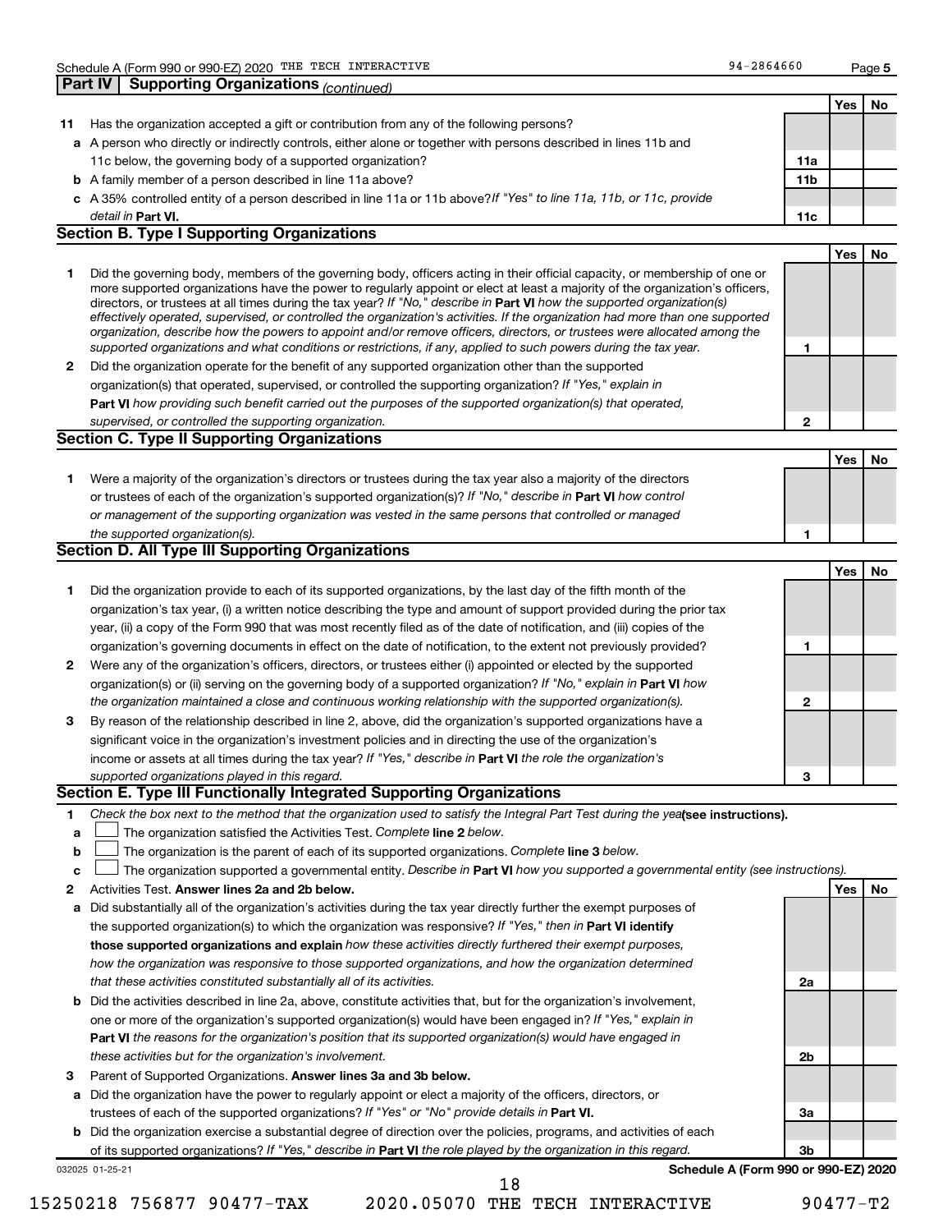Schedule A (Form 990 or 990-EZ) 2020 THE TECH INTERACTIVE 94-2864660 Page 5

## Part IV Supporting Organizations *(continued)*

| | | | Yes | No |
|---|---|---|---|---|
| **11** | Has the organization accepted a gift or contribution from any of the following persons? | | | |
| **a** | A person who directly or indirectly controls, either alone or together with persons described in lines 11b and 11c below, the governing body of a supported organization? | 11a | | |
| **b** | A family member of a person described in line 11a above? | 11b | | |
| **c** | A 35% controlled entity of a person described in line 11a or 11b above? *If "Yes" to line 11a, 11b, or 11c, provide detail in* **Part VI.** | 11c | | |

### Section B. Type I Supporting Organizations

| | | | Yes | No |
|---|---|---|---|---|
| **1** | Did the governing body, members of the governing body, officers acting in their official capacity, or membership of one or more supported organizations have the power to regularly appoint or elect at least a majority of the organization's officers, directors, or trustees at all times during the tax year? *If "No," describe in* **Part VI** *how the supported organization(s) effectively operated, supervised, or controlled the organization's activities. If the organization had more than one supported organization, describe how the powers to appoint and/or remove officers, directors, or trustees were allocated among the supported organizations and what conditions or restrictions, if any, applied to such powers during the tax year.* | 1 | | |
| **2** | Did the organization operate for the benefit of any supported organization other than the supported organization(s) that operated, supervised, or controlled the supporting organization? *If "Yes," explain in* **Part VI** *how providing such benefit carried out the purposes of the supported organization(s) that operated, supervised, or controlled the supporting organization.* | 2 | | |

### Section C. Type II Supporting Organizations

| | | | Yes | No |
|---|---|---|---|---|
| **1** | Were a majority of the organization's directors or trustees during the tax year also a majority of the directors or trustees of each of the organization's supported organization(s)? *If "No," describe in* **Part VI** *how control or management of the supporting organization was vested in the same persons that controlled or managed the supported organization(s).* | 1 | | |

### Section D. All Type III Supporting Organizations

| | | | Yes | No |
|---|---|---|---|---|
| **1** | Did the organization provide to each of its supported organizations, by the last day of the fifth month of the organization's tax year, (i) a written notice describing the type and amount of support provided during the prior tax year, (ii) a copy of the Form 990 that was most recently filed as of the date of notification, and (iii) copies of the organization's governing documents in effect on the date of notification, to the extent not previously provided? | 1 | | |
| **2** | Were any of the organization's officers, directors, or trustees either (i) appointed or elected by the supported organization(s) or (ii) serving on the governing body of a supported organization? *If "No," explain in* **Part VI** *how the organization maintained a close and continuous working relationship with the supported organization(s).* | 2 | | |
| **3** | By reason of the relationship described in line 2, above, did the organization's supported organizations have a significant voice in the organization's investment policies and in directing the use of the organization's income or assets at all times during the tax year? *If "Yes," describe in* **Part VI** *the role the organization's supported organizations played in this regard.* | 3 | | |

### Section E. Type III Functionally Integrated Supporting Organizations

**1** *Check the box next to the method that the organization used to satisfy the Integral Part Test during the year* **(see instructions).**

- **a** ☐ The organization satisfied the Activities Test. *Complete* **line 2** *below.*
- **b** ☐ The organization is the parent of each of its supported organizations. *Complete* **line 3** *below.*
- **c** ☐ The organization supported a governmental entity. *Describe in* **Part VI** *how you supported a governmental entity (see instructions).*

| | | | Yes | No |
|---|---|---|---|---|
| **2** | Activities Test. **Answer lines 2a and 2b below.** | | | |
| **a** | Did substantially all of the organization's activities during the tax year directly further the exempt purposes of the supported organization(s) to which the organization was responsive? *If "Yes," then in* **Part VI identify those supported organizations and explain** *how these activities directly furthered their exempt purposes, how the organization was responsive to those supported organizations, and how the organization determined that these activities constituted substantially all of its activities.* | 2a | | |
| **b** | Did the activities described in line 2a, above, constitute activities that, but for the organization's involvement, one or more of the organization's supported organization(s) would have been engaged in? *If "Yes," explain in* **Part VI** *the reasons for the organization's position that its supported organization(s) would have engaged in these activities but for the organization's involvement.* | 2b | | |
| **3** | Parent of Supported Organizations. **Answer lines 3a and 3b below.** | | | |
| **a** | Did the organization have the power to regularly appoint or elect a majority of the officers, directors, or trustees of each of the supported organizations? *If "Yes" or "No" provide details in* **Part VI.** | 3a | | |
| **b** | Did the organization exercise a substantial degree of direction over the policies, programs, and activities of each of its supported organizations? *If "Yes," describe in* **Part VI** *the role played by the organization in this regard.* | 3b | | |

032025 01-25-21 **Schedule A (Form 990 or 990-EZ) 2020**

15250218 756877 90477-TAX 2020.05070 THE TECH INTERACTIVE 90477-T2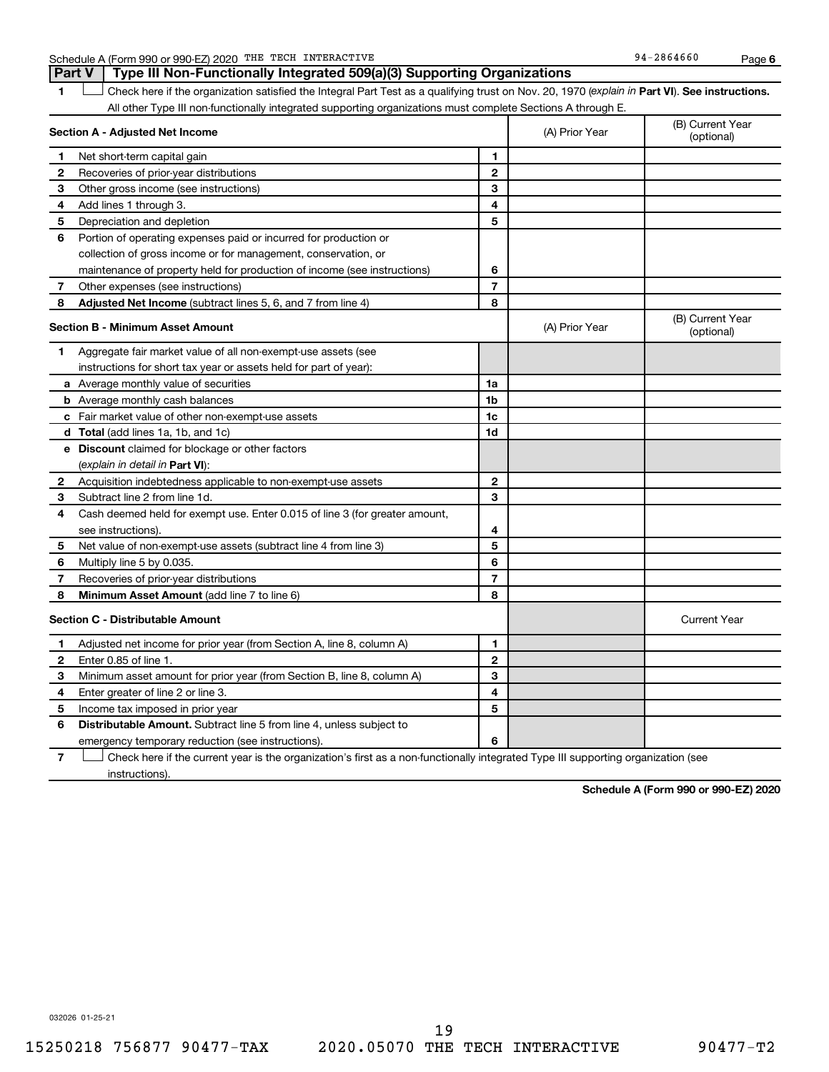## Part V — Type III Non-Functionally Integrated 509(a)(3) Supporting Organizations

**1** ☐ Check here if the organization satisfied the Integral Part Test as a qualifying trust on Nov. 20, 1970 (*explain in* **Part VI**). **See instructions.** All other Type III non-functionally integrated supporting organizations must complete Sections A through E.

| **Section A - Adjusted Net Income** | | | (A) Prior Year | (B) Current Year (optional) |
|---|---|---|---|---|
| **1** | Net short-term capital gain | **1** | | |
| **2** | Recoveries of prior-year distributions | **2** | | |
| **3** | Other gross income (see instructions) | **3** | | |
| **4** | Add lines 1 through 3. | **4** | | |
| **5** | Depreciation and depletion | **5** | | |
| **6** | Portion of operating expenses paid or incurred for production or collection of gross income or for management, conservation, or maintenance of property held for production of income (see instructions) | **6** | | |
| **7** | Other expenses (see instructions) | **7** | | |
| **8** | **Adjusted Net Income** (subtract lines 5, 6, and 7 from line 4) | **8** | | |

| **Section B - Minimum Asset Amount** | | | (A) Prior Year | (B) Current Year (optional) |
|---|---|---|---|---|
| **1** | Aggregate fair market value of all non-exempt-use assets (see instructions for short tax year or assets held for part of year): | | | |
| **a** | Average monthly value of securities | **1a** | | |
| **b** | Average monthly cash balances | **1b** | | |
| **c** | Fair market value of other non-exempt-use assets | **1c** | | |
| **d** | **Total** (add lines 1a, 1b, and 1c) | **1d** | | |
| **e** | **Discount** claimed for blockage or other factors (*explain in detail in* **Part VI**): | | | |
| **2** | Acquisition indebtedness applicable to non-exempt-use assets | **2** | | |
| **3** | Subtract line 2 from line 1d. | **3** | | |
| **4** | Cash deemed held for exempt use. Enter 0.015 of line 3 (for greater amount, see instructions). | **4** | | |
| **5** | Net value of non-exempt-use assets (subtract line 4 from line 3) | **5** | | |
| **6** | Multiply line 5 by 0.035. | **6** | | |
| **7** | Recoveries of prior-year distributions | **7** | | |
| **8** | **Minimum Asset Amount** (add line 7 to line 6) | **8** | | |

| **Section C - Distributable Amount** | | | | Current Year |
|---|---|---|---|---|
| **1** | Adjusted net income for prior year (from Section A, line 8, column A) | **1** | | |
| **2** | Enter 0.85 of line 1. | **2** | | |
| **3** | Minimum asset amount for prior year (from Section B, line 8, column A) | **3** | | |
| **4** | Enter greater of line 2 or line 3. | **4** | | |
| **5** | Income tax imposed in prior year | **5** | | |
| **6** | **Distributable Amount.** Subtract line 5 from line 4, unless subject to emergency temporary reduction (see instructions). | **6** | | |

**7** ☐ Check here if the current year is the organization's first as a non-functionally integrated Type III supporting organization (see instructions).

**Schedule A (Form 990 or 990-EZ) 2020**

032026 01-25-21

15250218 756877 90477-TAX 2020.05070 THE TECH INTERACTIVE 90477-T2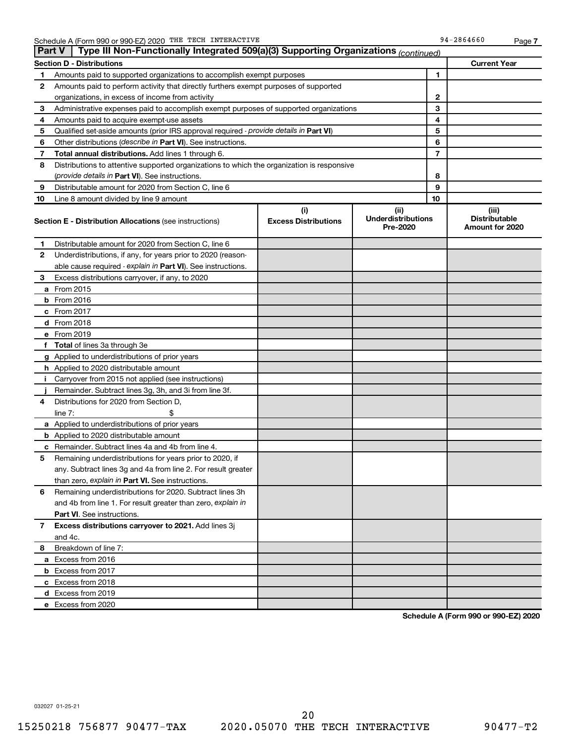Schedule A (Form 990 or 990-EZ) 2020 THE TECH INTERACTIVE 94-2864660 Page 7

## Part V Type III Non-Functionally Integrated 509(a)(3) Supporting Organizations *(continued)*

| Section D - Distributions | | | Current Year |
|---|---|---|---|
| 1 | Amounts paid to supported organizations to accomplish exempt purposes | 1 | |
| 2 | Amounts paid to perform activity that directly furthers exempt purposes of supported organizations, in excess of income from activity | 2 | |
| 3 | Administrative expenses paid to accomplish exempt purposes of supported organizations | 3 | |
| 4 | Amounts paid to acquire exempt-use assets | 4 | |
| 5 | Qualified set-aside amounts (prior IRS approval required - *provide details in* **Part VI**) | 5 | |
| 6 | Other distributions (*describe in* **Part VI**). See instructions. | 6 | |
| 7 | **Total annual distributions.** Add lines 1 through 6. | 7 | |
| 8 | Distributions to attentive supported organizations to which the organization is responsive (*provide details in* **Part VI**). See instructions. | 8 | |
| 9 | Distributable amount for 2020 from Section C, line 6 | 9 | |
| 10 | Line 8 amount divided by line 9 amount | 10 | |

| | Section E - Distribution Allocations (see instructions) | (i) Excess Distributions | (ii) Underdistributions Pre-2020 | (iii) Distributable Amount for 2020 |
|---|---|---|---|---|
| 1 | Distributable amount for 2020 from Section C, line 6 | | | |
| 2 | Underdistributions, if any, for years prior to 2020 (reasonable cause required - *explain in* **Part VI**). See instructions. | | | |
| 3 | Excess distributions carryover, if any, to 2020 | | | |
| a | From 2015 | | | |
| b | From 2016 | | | |
| c | From 2017 | | | |
| d | From 2018 | | | |
| e | From 2019 | | | |
| f | **Total** of lines 3a through 3e | | | |
| g | Applied to underdistributions of prior years | | | |
| h | Applied to 2020 distributable amount | | | |
| i | Carryover from 2015 not applied (see instructions) | | | |
| j | Remainder. Subtract lines 3g, 3h, and 3i from line 3f. | | | |
| 4 | Distributions for 2020 from Section D, line 7: $ | | | |
| a | Applied to underdistributions of prior years | | | |
| b | Applied to 2020 distributable amount | | | |
| c | Remainder. Subtract lines 4a and 4b from line 4. | | | |
| 5 | Remaining underdistributions for years prior to 2020, if any. Subtract lines 3g and 4a from line 2. For result greater than zero, *explain in* **Part VI.** See instructions. | | | |
| 6 | Remaining underdistributions for 2020. Subtract lines 3h and 4b from line 1. For result greater than zero, *explain in* **Part VI**. See instructions. | | | |
| 7 | **Excess distributions carryover to 2021.** Add lines 3j and 4c. | | | |
| 8 | Breakdown of line 7: | | | |
| a | Excess from 2016 | | | |
| b | Excess from 2017 | | | |
| c | Excess from 2018 | | | |
| d | Excess from 2019 | | | |
| e | Excess from 2020 | | | |

**Schedule A (Form 990 or 990-EZ) 2020**

032027 01-25-21

15250218 756877 90477-TAX 2020.05070 THE TECH INTERACTIVE 90477-T2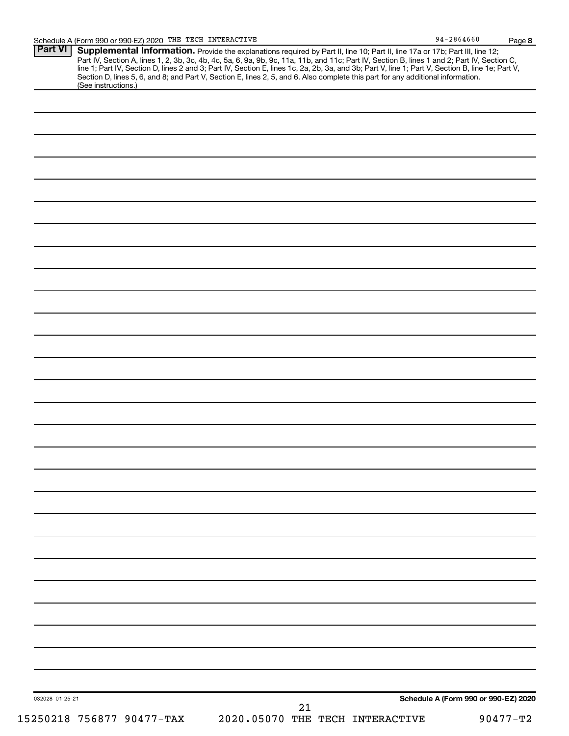Schedule A (Form 990 or 990-EZ) 2020 THE TECH INTERACTIVE 94-2864660 Page **8**

## Part VI Supplemental Information.

Provide the explanations required by Part II, line 10; Part II, line 17a or 17b; Part III, line 12; Part IV, Section A, lines 1, 2, 3b, 3c, 4b, 4c, 5a, 6, 9a, 9b, 9c, 11a, 11b, and 11c; Part IV, Section B, lines 1 and 2; Part IV, Section C, line 1; Part IV, Section D, lines 2 and 3; Part IV, Section E, lines 1c, 2a, 2b, 3a, and 3b; Part V, line 1; Part V, Section B, line 1e; Part V, Section D, lines 5, 6, and 8; and Part V, Section E, lines 2, 5, and 6. Also complete this part for any additional information. (See instructions.)

032028 01-25-21 **Schedule A (Form 990 or 990-EZ) 2020**

15250218 756877 90477-TAX 2020.05070 THE TECH INTERACTIVE 90477-T2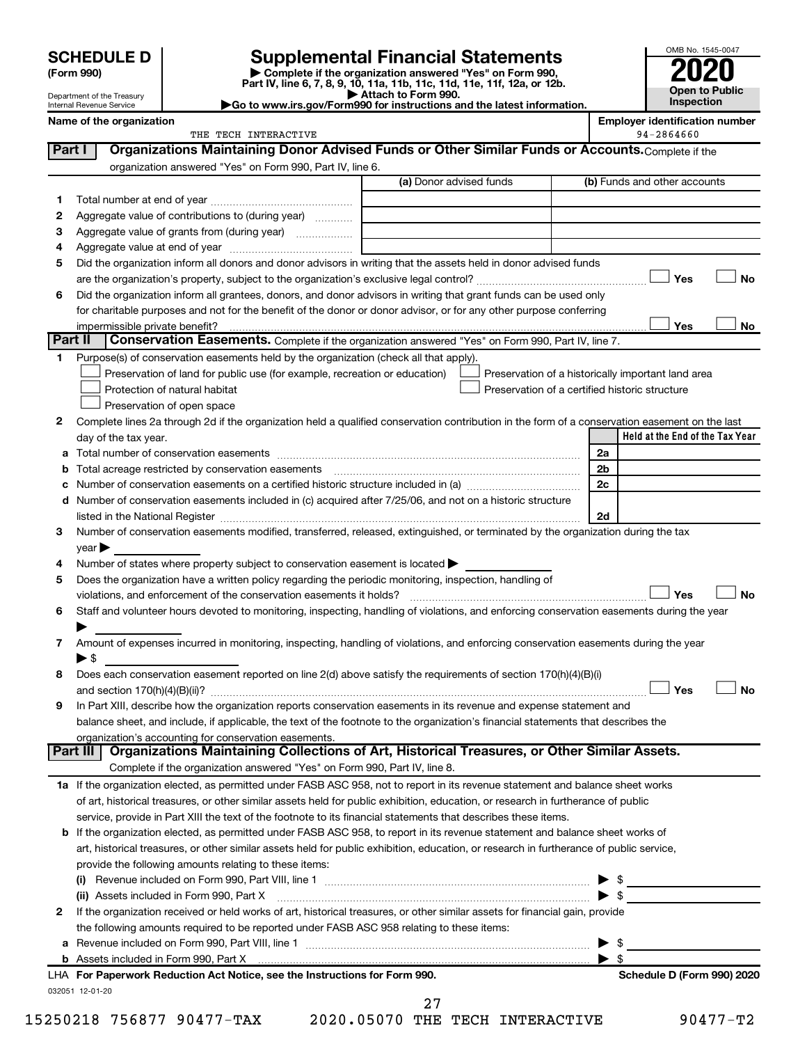# SCHEDULE D (Form 990)

Department of the Treasury
Internal Revenue Service

## Supplemental Financial Statements

▶ Complete if the organization answered "Yes" on Form 990, Part IV, line 6, 7, 8, 9, 10, 11a, 11b, 11c, 11d, 11e, 11f, 12a, or 12b.
▶ Attach to Form 990.
▶Go to www.irs.gov/Form990 for instructions and the latest information.

OMB No. 1545-0047

**2020**

**Open to Public Inspection**

**Name of the organization**
THE TECH INTERACTIVE

**Employer identification number**
94-2864660

## Part I — Organizations Maintaining Donor Advised Funds or Other Similar Funds or Accounts.

Complete if the organization answered "Yes" on Form 990, Part IV, line 6.

| | | (a) Donor advised funds | (b) Funds and other accounts |
|---|---|---|---|
| 1 | Total number at end of year | | |
| 2 | Aggregate value of contributions to (during year) | | |
| 3 | Aggregate value of grants from (during year) | | |
| 4 | Aggregate value at end of year | | |

5. Did the organization inform all donors and donor advisors in writing that the assets held in donor advised funds are the organization's property, subject to the organization's exclusive legal control? ☐ Yes ☐ No
6. Did the organization inform all grantees, donors, and donor advisors in writing that grant funds can be used only for charitable purposes and not for the benefit of the donor or donor advisor, or for any other purpose conferring impermissible private benefit? ☐ Yes ☐ No

## Part II — Conservation Easements.

Complete if the organization answered "Yes" on Form 990, Part IV, line 7.

1. Purpose(s) of conservation easements held by the organization (check all that apply).
   - ☐ Preservation of land for public use (for example, recreation or education)
   - ☐ Protection of natural habitat
   - ☐ Preservation of open space
   - ☐ Preservation of a historically important land area
   - ☐ Preservation of a certified historic structure
2. Complete lines 2a through 2d if the organization held a qualified conservation contribution in the form of a conservation easement on the last day of the tax year.

| | | | Held at the End of the Tax Year |
|---|---|---|---|
| a | Total number of conservation easements | 2a | |
| b | Total acreage restricted by conservation easements | 2b | |
| c | Number of conservation easements on a certified historic structure included in (a) | 2c | |
| d | Number of conservation easements included in (c) acquired after 7/25/06, and not on a historic structure listed in the National Register | 2d | |

3. Number of conservation easements modified, transferred, released, extinguished, or terminated by the organization during the tax year ▶
4. Number of states where property subject to conservation easement is located ▶
5. Does the organization have a written policy regarding the periodic monitoring, inspection, handling of violations, and enforcement of the conservation easements it holds? ☐ Yes ☐ No
6. Staff and volunteer hours devoted to monitoring, inspecting, handling of violations, and enforcing conservation easements during the year ▶
7. Amount of expenses incurred in monitoring, inspecting, handling of violations, and enforcing conservation easements during the year ▶ $
8. Does each conservation easement reported on line 2(d) above satisfy the requirements of section 170(h)(4)(B)(i) and section 170(h)(4)(B)(ii)? ☐ Yes ☐ No
9. In Part XIII, describe how the organization reports conservation easements in its revenue and expense statement and balance sheet, and include, if applicable, the text of the footnote to the organization's financial statements that describes the organization's accounting for conservation easements.

## Part III — Organizations Maintaining Collections of Art, Historical Treasures, or Other Similar Assets.

Complete if the organization answered "Yes" on Form 990, Part IV, line 8.

**1a** If the organization elected, as permitted under FASB ASC 958, not to report in its revenue statement and balance sheet works of art, historical treasures, or other similar assets held for public exhibition, education, or research in furtherance of public service, provide in Part XIII the text of the footnote to its financial statements that describes these items.

**b** If the organization elected, as permitted under FASB ASC 958, to report in its revenue statement and balance sheet works of art, historical treasures, or other similar assets held for public exhibition, education, or research in furtherance of public service, provide the following amounts relating to these items:

(i) Revenue included on Form 990, Part VIII, line 1 ▶ $

(ii) Assets included in Form 990, Part X ▶ $

**2** If the organization received or held works of art, historical treasures, or other similar assets for financial gain, provide the following amounts required to be reported under FASB ASC 958 relating to these items:

a Revenue included on Form 990, Part VIII, line 1 ▶ $

b Assets included in Form 990, Part X ▶ $

LHA **For Paperwork Reduction Act Notice, see the Instructions for Form 990.** **Schedule D (Form 990) 2020**

032051 12-01-20

15250218 756877 90477-TAX 2020.05070 THE TECH INTERACTIVE 90477-T2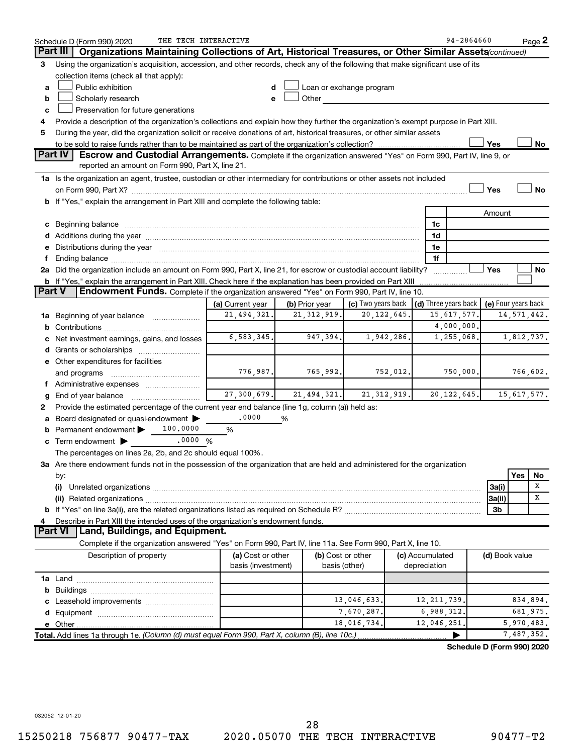Schedule D (Form 990) 2020 THE TECH INTERACTIVE 94-2864660 Page 2

## Part III Organizations Maintaining Collections of Art, Historical Treasures, or Other Similar Assets *(continued)*

3 Using the organization's acquisition, accession, and other records, check any of the following that make significant use of its collection items (check all that apply):

- a ☐ Public exhibition
- b ☐ Scholarly research
- c ☐ Preservation for future generations
- d ☐ Loan or exchange program
- e ☐ Other

4 Provide a description of the organization's collections and explain how they further the organization's exempt purpose in Part XIII.

5 During the year, did the organization solicit or receive donations of art, historical treasures, or other similar assets to be sold to raise funds rather than to be maintained as part of the organization's collection? ☐ Yes ☐ No

## Part IV Escrow and Custodial Arrangements.

Complete if the organization answered "Yes" on Form 990, Part IV, line 9, or reported an amount on Form 990, Part X, line 21.

1a Is the organization an agent, trustee, custodian or other intermediary for contributions or other assets not included on Form 990, Part X? ☐ Yes ☐ No

b If "Yes," explain the arrangement in Part XIII and complete the following table:

| | | Amount |
|---|---|---|
| c Beginning balance | 1c | |
| d Additions during the year | 1d | |
| e Distributions during the year | 1e | |
| f Ending balance | 1f | |

2a Did the organization include an amount on Form 990, Part X, line 21, for escrow or custodial account liability? ☐ Yes ☐ No

b If "Yes," explain the arrangement in Part XIII. Check here if the explanation has been provided on Part XIII ☐

## Part V Endowment Funds.

Complete if the organization answered "Yes" on Form 990, Part IV, line 10.

| | (a) Current year | (b) Prior year | (c) Two years back | (d) Three years back | (e) Four years back |
|---|---|---|---|---|---|
| 1a Beginning of year balance | 21,494,321. | 21,312,919. | 20,122,645. | 15,617,577. | 14,571,442. |
| b Contributions | | | | 4,000,000. | |
| c Net investment earnings, gains, and losses | 6,583,345. | 947,394. | 1,942,286. | 1,255,068. | 1,812,737. |
| d Grants or scholarships | | | | | |
| e Other expenditures for facilities and programs | 776,987. | 765,992. | 752,012. | 750,000. | 766,602. |
| f Administrative expenses | | | | | |
| g End of year balance | 27,300,679. | 21,494,321. | 21,312,919. | 20,122,645. | 15,617,577. |

2 Provide the estimated percentage of the current year end balance (line 1g, column (a)) held as:

- a Board designated or quasi-endowment ▶ .0000 %
- b Permanent endowment ▶ 100.0000 %
- c Term endowment ▶ .0000 %

The percentages on lines 2a, 2b, and 2c should equal 100%.

3a Are there endowment funds not in the possession of the organization that are held and administered for the organization by:

| | | Yes | No |
|---|---|---|---|
| (i) Unrelated organizations | 3a(i) | | X |
| (ii) Related organizations | 3a(ii) | | X |
| b If "Yes" on line 3a(ii), are the related organizations listed as required on Schedule R? | 3b | | |

4 Describe in Part XIII the intended uses of the organization's endowment funds.

## Part VI Land, Buildings, and Equipment.

Complete if the organization answered "Yes" on Form 990, Part IV, line 11a. See Form 990, Part X, line 10.

| Description of property | (a) Cost or other basis (investment) | (b) Cost or other basis (other) | (c) Accumulated depreciation | (d) Book value |
|---|---|---|---|---|
| 1a Land | | | | |
| b Buildings | | | | |
| c Leasehold improvements | | 13,046,633. | 12,211,739. | 834,894. |
| d Equipment | | 7,670,287. | 6,988,312. | 681,975. |
| e Other | | 18,016,734. | 12,046,251. | 5,970,483. |
| **Total.** Add lines 1a through 1e. *(Column (d) must equal Form 990, Part X, column (B), line 10c.)* | | | ▶ | 7,487,352. |

**Schedule D (Form 990) 2020**

032052 12-01-20

15250218 756877 90477-TAX 2020.05070 THE TECH INTERACTIVE 90477-T2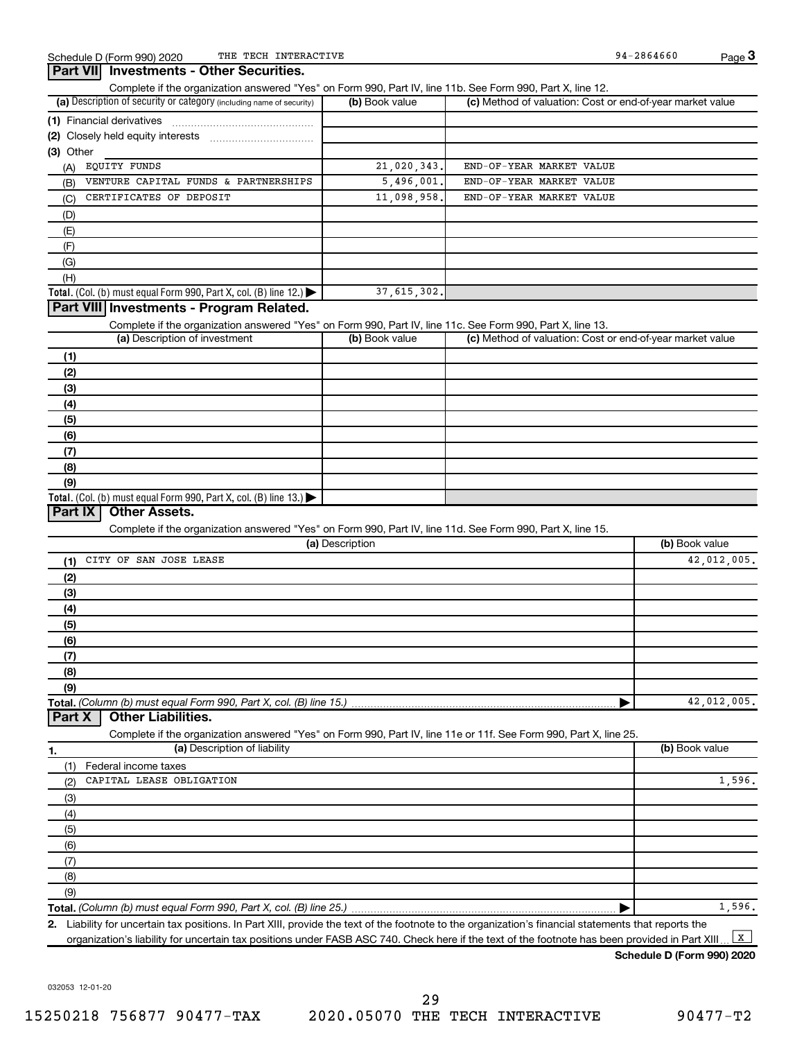Schedule D (Form 990) 2020 THE TECH INTERACTIVE 94-2864660 Page 3

## Part VII Investments - Other Securities.

Complete if the organization answered "Yes" on Form 990, Part IV, line 11b. See Form 990, Part X, line 12.

| (a) Description of security or category (including name of security) | (b) Book value | (c) Method of valuation: Cost or end-of-year market value |
|---|---|---|
| (1) Financial derivatives | | |
| (2) Closely held equity interests | | |
| (3) Other | | |
| (A) EQUITY FUNDS | 21,020,343. | END-OF-YEAR MARKET VALUE |
| (B) VENTURE CAPITAL FUNDS & PARTNERSHIPS | 5,496,001. | END-OF-YEAR MARKET VALUE |
| (C) CERTIFICATES OF DEPOSIT | 11,098,958. | END-OF-YEAR MARKET VALUE |
| (D) | | |
| (E) | | |
| (F) | | |
| (G) | | |
| (H) | | |
| **Total.** (Col. (b) must equal Form 990, Part X, col. (B) line 12.) | 37,615,302. | |

## Part VIII Investments - Program Related.

Complete if the organization answered "Yes" on Form 990, Part IV, line 11c. See Form 990, Part X, line 13.

| (a) Description of investment | (b) Book value | (c) Method of valuation: Cost or end-of-year market value |
|---|---|---|
| (1) | | |
| (2) | | |
| (3) | | |
| (4) | | |
| (5) | | |
| (6) | | |
| (7) | | |
| (8) | | |
| (9) | | |
| **Total.** (Col. (b) must equal Form 990, Part X, col. (B) line 13.) | | |

## Part IX Other Assets.

Complete if the organization answered "Yes" on Form 990, Part IV, line 11d. See Form 990, Part X, line 15.

| (a) Description | (b) Book value |
|---|---|
| (1) CITY OF SAN JOSE LEASE | 42,012,005. |
| (2) | |
| (3) | |
| (4) | |
| (5) | |
| (6) | |
| (7) | |
| (8) | |
| (9) | |
| **Total.** *(Column (b) must equal Form 990, Part X, col. (B) line 15.)* | 42,012,005. |

## Part X Other Liabilities.

Complete if the organization answered "Yes" on Form 990, Part IV, line 11e or 11f. See Form 990, Part X, line 25.

| 1. (a) Description of liability | (b) Book value |
|---|---|
| (1) Federal income taxes | |
| (2) CAPITAL LEASE OBLIGATION | 1,596. |
| (3) | |
| (4) | |
| (5) | |
| (6) | |
| (7) | |
| (8) | |
| (9) | |
| **Total.** *(Column (b) must equal Form 990, Part X, col. (B) line 25.)* | 1,596. |

2. Liability for uncertain tax positions. In Part XIII, provide the text of the footnote to the organization's financial statements that reports the organization's liability for uncertain tax positions under FASB ASC 740. Check here if the text of the footnote has been provided in Part XIII [X]

**Schedule D (Form 990) 2020**

032053 12-01-20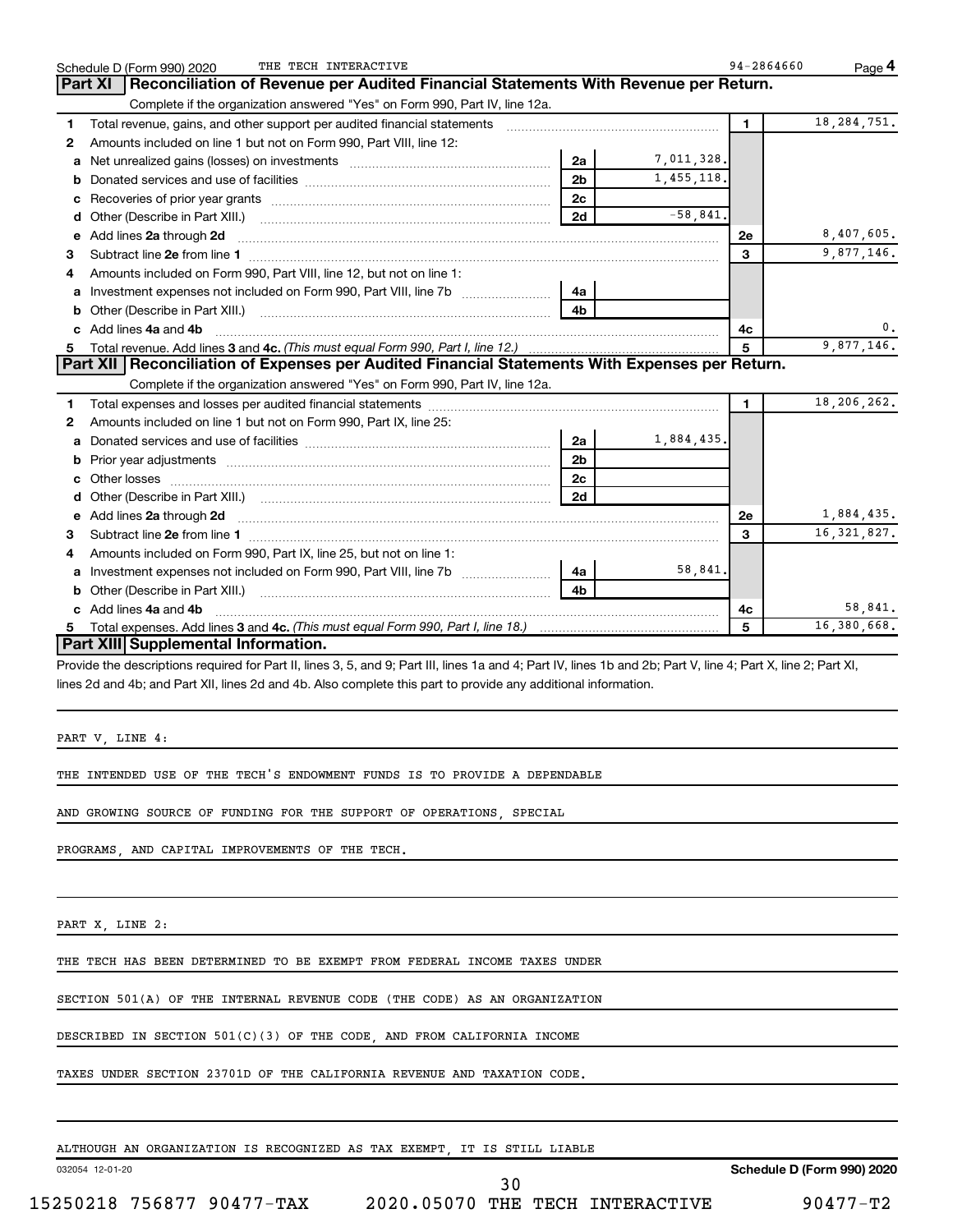Schedule D (Form 990) 2020 THE TECH INTERACTIVE 94-2864660 Page 4

## Part XI Reconciliation of Revenue per Audited Financial Statements With Revenue per Return.

Complete if the organization answered "Yes" on Form 990, Part IV, line 12a.

| | | | | | |
|---|---|---|---|---|---|
| 1 | Total revenue, gains, and other support per audited financial statements | | | 1 | 18,284,751. |
| 2 | Amounts included on line 1 but not on Form 990, Part VIII, line 12: | | | | |
| a | Net unrealized gains (losses) on investments | 2a | 7,011,328. | | |
| b | Donated services and use of facilities | 2b | 1,455,118. | | |
| c | Recoveries of prior year grants | 2c | | | |
| d | Other (Describe in Part XIII.) | 2d | -58,841. | | |
| e | Add lines 2a through 2d | | | 2e | 8,407,605. |
| 3 | Subtract line 2e from line 1 | | | 3 | 9,877,146. |
| 4 | Amounts included on Form 990, Part VIII, line 12, but not on line 1: | | | | |
| a | Investment expenses not included on Form 990, Part VIII, line 7b | 4a | | | |
| b | Other (Describe in Part XIII.) | 4b | | | |
| c | Add lines 4a and 4b | | | 4c | 0. |
| 5 | Total revenue. Add lines 3 and 4c. *(This must equal Form 990, Part I, line 12.)* | | | 5 | 9,877,146. |

## Part XII Reconciliation of Expenses per Audited Financial Statements With Expenses per Return.

Complete if the organization answered "Yes" on Form 990, Part IV, line 12a.

| | | | | | |
|---|---|---|---|---|---|
| 1 | Total expenses and losses per audited financial statements | | | 1 | 18,206,262. |
| 2 | Amounts included on line 1 but not on Form 990, Part IX, line 25: | | | | |
| a | Donated services and use of facilities | 2a | 1,884,435. | | |
| b | Prior year adjustments | 2b | | | |
| c | Other losses | 2c | | | |
| d | Other (Describe in Part XIII.) | 2d | | | |
| e | Add lines 2a through 2d | | | 2e | 1,884,435. |
| 3 | Subtract line 2e from line 1 | | | 3 | 16,321,827. |
| 4 | Amounts included on Form 990, Part IX, line 25, but not on line 1: | | | | |
| a | Investment expenses not included on Form 990, Part VIII, line 7b | 4a | 58,841. | | |
| b | Other (Describe in Part XIII.) | 4b | | | |
| c | Add lines 4a and 4b | | | 4c | 58,841. |
| 5 | Total expenses. Add lines 3 and 4c. *(This must equal Form 990, Part I, line 18.)* | | | 5 | 16,380,668. |

## Part XIII Supplemental Information.

Provide the descriptions required for Part II, lines 3, 5, and 9; Part III, lines 1a and 4; Part IV, lines 1b and 2b; Part V, line 4; Part X, line 2; Part XI, lines 2d and 4b; and Part XII, lines 2d and 4b. Also complete this part to provide any additional information.

PART V, LINE 4:

THE INTENDED USE OF THE TECH'S ENDOWMENT FUNDS IS TO PROVIDE A DEPENDABLE AND GROWING SOURCE OF FUNDING FOR THE SUPPORT OF OPERATIONS, SPECIAL PROGRAMS, AND CAPITAL IMPROVEMENTS OF THE TECH.

PART X, LINE 2:

THE TECH HAS BEEN DETERMINED TO BE EXEMPT FROM FEDERAL INCOME TAXES UNDER SECTION 501(A) OF THE INTERNAL REVENUE CODE (THE CODE) AS AN ORGANIZATION DESCRIBED IN SECTION 501(C)(3) OF THE CODE, AND FROM CALIFORNIA INCOME TAXES UNDER SECTION 23701D OF THE CALIFORNIA REVENUE AND TAXATION CODE.

ALTHOUGH AN ORGANIZATION IS RECOGNIZED AS TAX EXEMPT, IT IS STILL LIABLE

032054 12-01-20 Schedule D (Form 990) 2020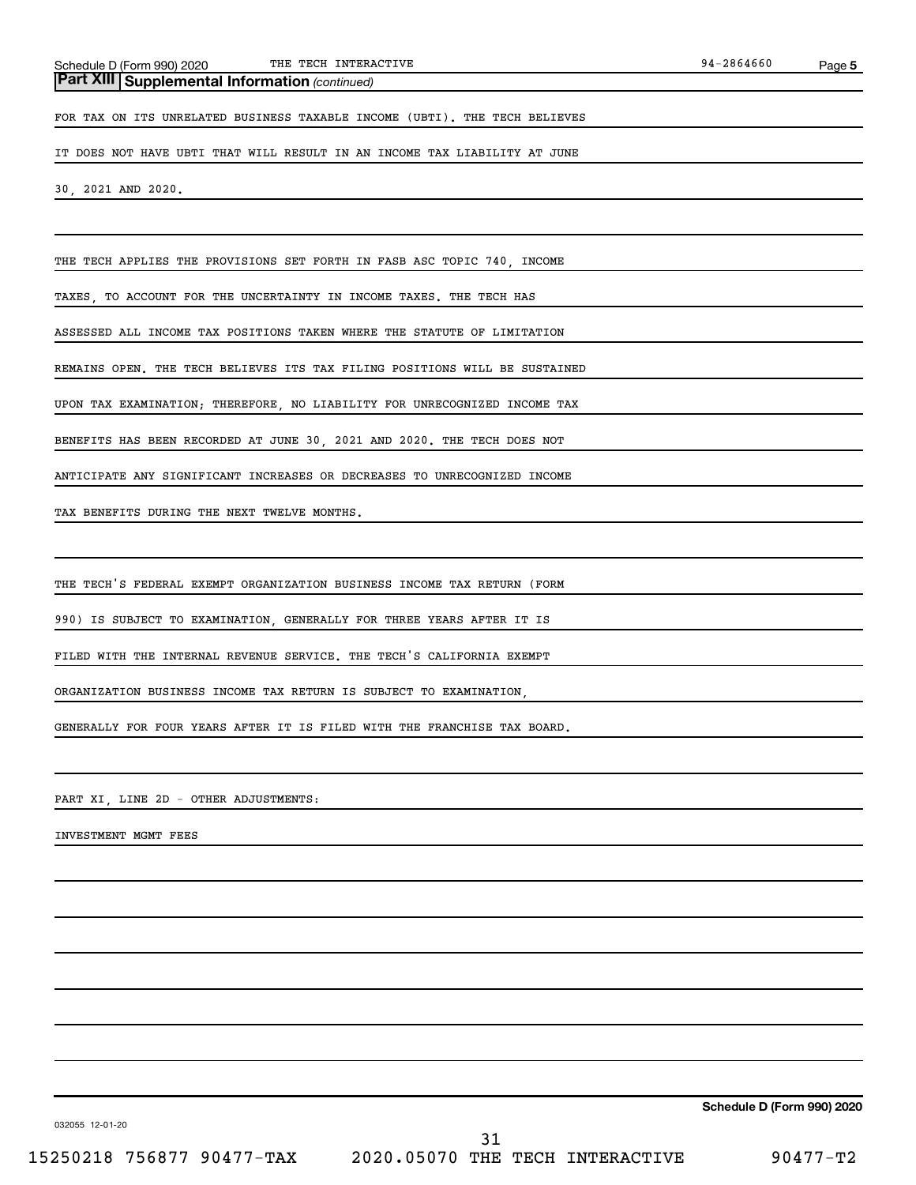## Part XIII | Supplemental Information *(continued)*

FOR TAX ON ITS UNRELATED BUSINESS TAXABLE INCOME (UBTI). THE TECH BELIEVES IT DOES NOT HAVE UBTI THAT WILL RESULT IN AN INCOME TAX LIABILITY AT JUNE 30, 2021 AND 2020.

THE TECH APPLIES THE PROVISIONS SET FORTH IN FASB ASC TOPIC 740, INCOME TAXES, TO ACCOUNT FOR THE UNCERTAINTY IN INCOME TAXES. THE TECH HAS ASSESSED ALL INCOME TAX POSITIONS TAKEN WHERE THE STATUTE OF LIMITATION REMAINS OPEN. THE TECH BELIEVES ITS TAX FILING POSITIONS WILL BE SUSTAINED UPON TAX EXAMINATION; THEREFORE, NO LIABILITY FOR UNRECOGNIZED INCOME TAX BENEFITS HAS BEEN RECORDED AT JUNE 30, 2021 AND 2020. THE TECH DOES NOT ANTICIPATE ANY SIGNIFICANT INCREASES OR DECREASES TO UNRECOGNIZED INCOME TAX BENEFITS DURING THE NEXT TWELVE MONTHS.

THE TECH'S FEDERAL EXEMPT ORGANIZATION BUSINESS INCOME TAX RETURN (FORM 990) IS SUBJECT TO EXAMINATION, GENERALLY FOR THREE YEARS AFTER IT IS FILED WITH THE INTERNAL REVENUE SERVICE. THE TECH'S CALIFORNIA EXEMPT ORGANIZATION BUSINESS INCOME TAX RETURN IS SUBJECT TO EXAMINATION, GENERALLY FOR FOUR YEARS AFTER IT IS FILED WITH THE FRANCHISE TAX BOARD.

PART XI, LINE 2D - OTHER ADJUSTMENTS:

INVESTMENT MGMT FEES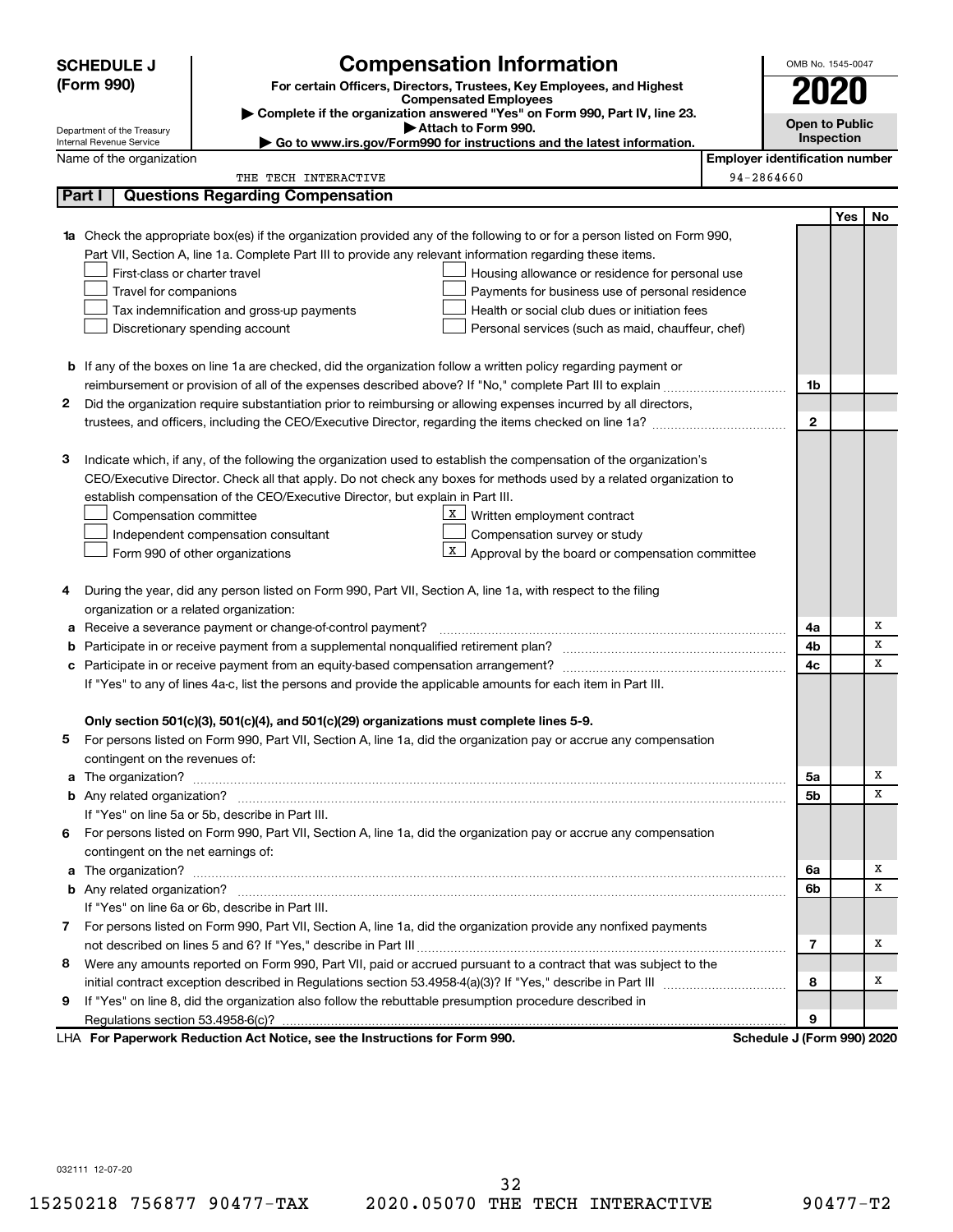**SCHEDULE J (Form 990)**

Department of the Treasury
Internal Revenue Service

# Compensation Information

**For certain Officers, Directors, Trustees, Key Employees, and Highest Compensated Employees**

▶ Complete if the organization answered "Yes" on Form 990, Part IV, line 23.

▶ Attach to Form 990.

▶ Go to www.irs.gov/Form990 for instructions and the latest information.

OMB No. 1545-0047

**2020**

**Open to Public Inspection**

Name of the organization: THE TECH INTERACTIVE

Employer identification number: 94-2864660

## Part I | Questions Regarding Compensation

| | | | Yes | No |
|---|---|---|---|---|
| **1a** | Check the appropriate box(es) if the organization provided any of the following to or for a person listed on Form 990, Part VII, Section A, line 1a. Complete Part III to provide any relevant information regarding these items.<br>☐ First-class or charter travel ☐ Housing allowance or residence for personal use<br>☐ Travel for companions ☐ Payments for business use of personal residence<br>☐ Tax indemnification and gross-up payments ☐ Health or social club dues or initiation fees<br>☐ Discretionary spending account ☐ Personal services (such as maid, chauffeur, chef) | | | |
| **b** | If any of the boxes on line 1a are checked, did the organization follow a written policy regarding payment or reimbursement or provision of all of the expenses described above? If "No," complete Part III to explain | 1b | | |
| **2** | Did the organization require substantiation prior to reimbursing or allowing expenses incurred by all directors, trustees, and officers, including the CEO/Executive Director, regarding the items checked on line 1a? | 2 | | |
| **3** | Indicate which, if any, of the following the organization used to establish the compensation of the organization's CEO/Executive Director. Check all that apply. Do not check any boxes for methods used by a related organization to establish compensation of the CEO/Executive Director, but explain in Part III.<br>☐ Compensation committee ☒ Written employment contract<br>☐ Independent compensation consultant ☐ Compensation survey or study<br>☐ Form 990 of other organizations ☒ Approval by the board or compensation committee | | | |
| **4** | During the year, did any person listed on Form 990, Part VII, Section A, line 1a, with respect to the filing organization or a related organization: | | | |
| **a** | Receive a severance payment or change-of-control payment? | 4a | | X |
| **b** | Participate in or receive payment from a supplemental nonqualified retirement plan? | 4b | | X |
| **c** | Participate in or receive payment from an equity-based compensation arrangement? | 4c | | X |
| | If "Yes" to any of lines 4a-c, list the persons and provide the applicable amounts for each item in Part III. | | | |
| | **Only section 501(c)(3), 501(c)(4), and 501(c)(29) organizations must complete lines 5-9.** | | | |
| **5** | For persons listed on Form 990, Part VII, Section A, line 1a, did the organization pay or accrue any compensation contingent on the revenues of: | | | |
| **a** | The organization? | 5a | | X |
| **b** | Any related organization? | 5b | | X |
| | If "Yes" on line 5a or 5b, describe in Part III. | | | |
| **6** | For persons listed on Form 990, Part VII, Section A, line 1a, did the organization pay or accrue any compensation contingent on the net earnings of: | | | |
| **a** | The organization? | 6a | | X |
| **b** | Any related organization? | 6b | | X |
| | If "Yes" on line 6a or 6b, describe in Part III. | | | |
| **7** | For persons listed on Form 990, Part VII, Section A, line 1a, did the organization provide any nonfixed payments not described on lines 5 and 6? If "Yes," describe in Part III | 7 | | X |
| **8** | Were any amounts reported on Form 990, Part VII, paid or accrued pursuant to a contract that was subject to the initial contract exception described in Regulations section 53.4958-4(a)(3)? If "Yes," describe in Part III | 8 | | X |
| **9** | If "Yes" on line 8, did the organization also follow the rebuttable presumption procedure described in Regulations section 53.4958-6(c)? | 9 | | |

LHA **For Paperwork Reduction Act Notice, see the Instructions for Form 990.** **Schedule J (Form 990) 2020**

032111 12-07-20

15250218 756877 90477-TAX 2020.05070 THE TECH INTERACTIVE 90477-T2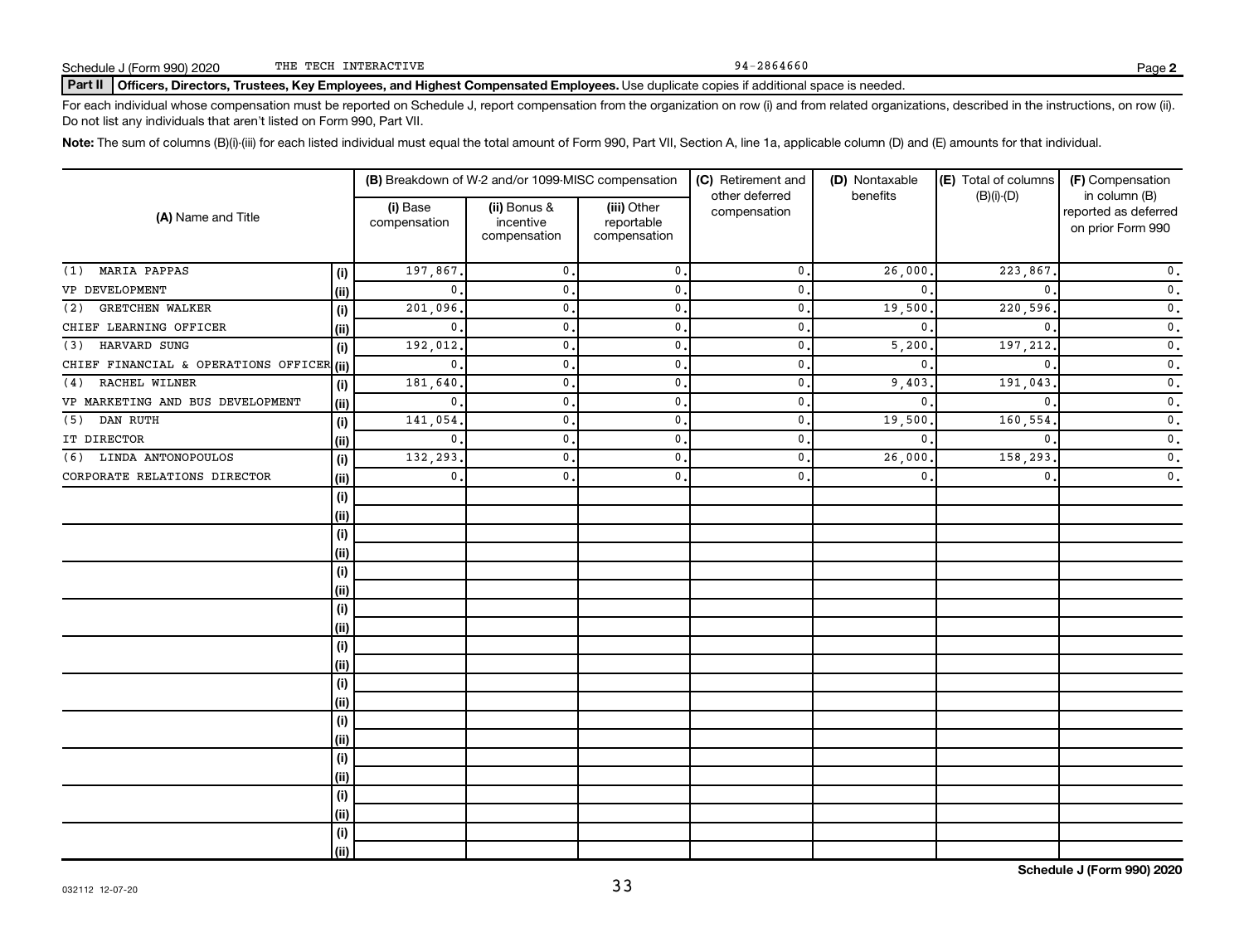Schedule J (Form 990) 2020 THE TECH INTERACTIVE 94-2864660 Page **2**

**Part II** **Officers, Directors, Trustees, Key Employees, and Highest Compensated Employees.** Use duplicate copies if additional space is needed.

For each individual whose compensation must be reported on Schedule J, report compensation from the organization on row (i) and from related organizations, described in the instructions, on row (ii). Do not list any individuals that aren't listed on Form 990, Part VII.

**Note:** The sum of columns (B)(i)-(iii) for each listed individual must equal the total amount of Form 990, Part VII, Section A, line 1a, applicable column (D) and (E) amounts for that individual.

| (A) Name and Title | | (B) Breakdown of W-2 and/or 1099-MISC compensation | | | (C) Retirement and other deferred compensation | (D) Nontaxable benefits | (E) Total of columns (B)(i)-(D) | (F) Compensation in column (B) reported as deferred on prior Form 990 |
|---|---|---|---|---|---|---|---|---|
| | | (i) Base compensation | (ii) Bonus & incentive compensation | (iii) Other reportable compensation | | | | |
| (1) MARIA PAPPAS | (i) | 197,867. | 0. | 0. | 0. | 26,000. | 223,867. | 0. |
| VP DEVELOPMENT | (ii) | 0. | 0. | 0. | 0. | 0. | 0. | 0. |
| (2) GRETCHEN WALKER | (i) | 201,096. | 0. | 0. | 0. | 19,500. | 220,596. | 0. |
| CHIEF LEARNING OFFICER | (ii) | 0. | 0. | 0. | 0. | 0. | 0. | 0. |
| (3) HARVARD SUNG | (i) | 192,012. | 0. | 0. | 0. | 5,200. | 197,212. | 0. |
| CHIEF FINANCIAL & OPERATIONS OFFICER | (ii) | 0. | 0. | 0. | 0. | 0. | 0. | 0. |
| (4) RACHEL WILNER | (i) | 181,640. | 0. | 0. | 0. | 9,403. | 191,043. | 0. |
| VP MARKETING AND BUS DEVELOPMENT | (ii) | 0. | 0. | 0. | 0. | 0. | 0. | 0. |
| (5) DAN RUTH | (i) | 141,054. | 0. | 0. | 0. | 19,500. | 160,554. | 0. |
| IT DIRECTOR | (ii) | 0. | 0. | 0. | 0. | 0. | 0. | 0. |
| (6) LINDA ANTONOPOULOS | (i) | 132,293. | 0. | 0. | 0. | 26,000. | 158,293. | 0. |
| CORPORATE RELATIONS DIRECTOR | (ii) | 0. | 0. | 0. | 0. | 0. | 0. | 0. |

**Schedule J (Form 990) 2020**

032112 12-07-20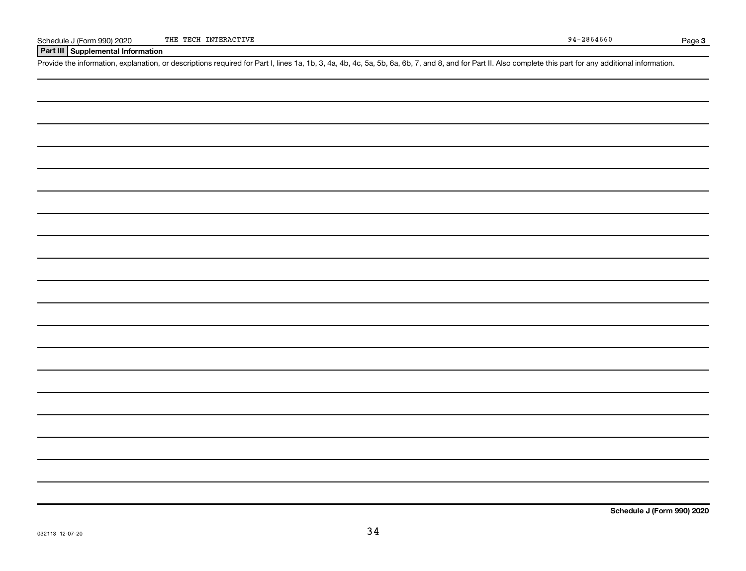Schedule J (Form 990) 2020 THE TECH INTERACTIVE 94-2864660 Page **3**

## Part III Supplemental Information

Provide the information, explanation, or descriptions required for Part I, lines 1a, 1b, 3, 4a, 4b, 4c, 5a, 5b, 6a, 6b, 7, and 8, and for Part II. Also complete this part for any additional information.

**Schedule J (Form 990) 2020**

032113 12-07-20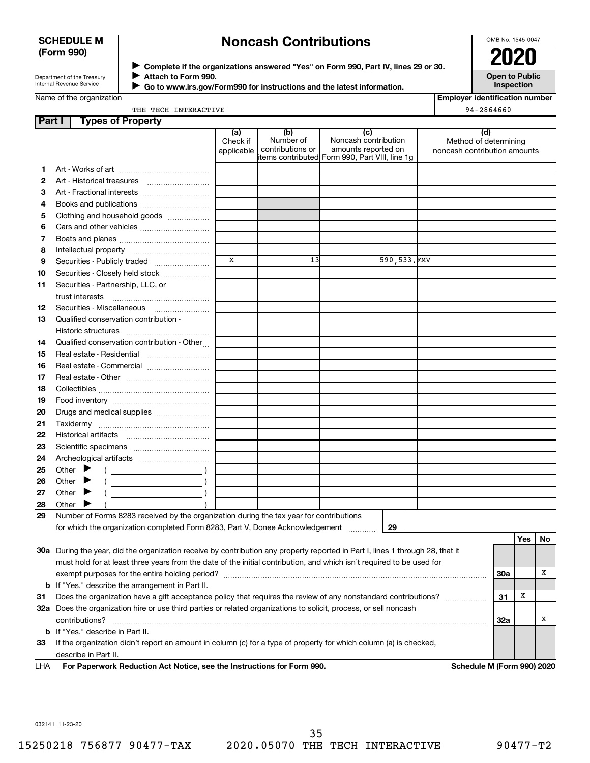**SCHEDULE M (Form 990)**

Department of the Treasury
Internal Revenue Service

# Noncash Contributions

▶ Complete if the organizations answered "Yes" on Form 990, Part IV, lines 29 or 30.
▶ Attach to Form 990.
▶ Go to www.irs.gov/Form990 for instructions and the latest information.

OMB No. 1545-0047

**2020**

**Open to Public Inspection**

Name of the organization: THE TECH INTERACTIVE

Employer identification number: 94-2864660

## Part I Types of Property

| | | (a) Check if applicable | (b) Number of contributions or items contributed | (c) Noncash contribution amounts reported on Form 990, Part VIII, line 1g | (d) Method of determining noncash contribution amounts |
|---|---|---|---|---|---|
| 1 | Art - Works of art | | | | |
| 2 | Art - Historical treasures | | | | |
| 3 | Art - Fractional interests | | | | |
| 4 | Books and publications | | | | |
| 5 | Clothing and household goods | | | | |
| 6 | Cars and other vehicles | | | | |
| 7 | Boats and planes | | | | |
| 8 | Intellectual property | | | | |
| 9 | Securities - Publicly traded | X | 13 | 590,533. | FMV |
| 10 | Securities - Closely held stock | | | | |
| 11 | Securities - Partnership, LLC, or trust interests | | | | |
| 12 | Securities - Miscellaneous | | | | |
| 13 | Qualified conservation contribution - Historic structures | | | | |
| 14 | Qualified conservation contribution - Other | | | | |
| 15 | Real estate - Residential | | | | |
| 16 | Real estate - Commercial | | | | |
| 17 | Real estate - Other | | | | |
| 18 | Collectibles | | | | |
| 19 | Food inventory | | | | |
| 20 | Drugs and medical supplies | | | | |
| 21 | Taxidermy | | | | |
| 22 | Historical artifacts | | | | |
| 23 | Scientific specimens | | | | |
| 24 | Archeological artifacts | | | | |
| 25 | Other ▶ ( ) | | | | |
| 26 | Other ▶ ( ) | | | | |
| 27 | Other ▶ ( ) | | | | |
| 28 | Other ▶ ( ) | | | | |

29 Number of Forms 8283 received by the organization during the tax year for contributions for which the organization completed Form 8283, Part V, Donee Acknowledgement ..... 29 |

| | | | Yes | No |
|---|---|---|---|---|
| 30a | During the year, did the organization receive by contribution any property reported in Part I, lines 1 through 28, that it must hold for at least three years from the date of the initial contribution, and which isn't required to be used for exempt purposes for the entire holding period? | 30a | | X |
| b | If "Yes," describe the arrangement in Part II. | | | |
| 31 | Does the organization have a gift acceptance policy that requires the review of any nonstandard contributions? | 31 | X | |
| 32a | Does the organization hire or use third parties or related organizations to solicit, process, or sell noncash contributions? | 32a | | X |
| b | If "Yes," describe in Part II. | | | |
| 33 | If the organization didn't report an amount in column (c) for a type of property for which column (a) is checked, describe in Part II. | | | |

LHA **For Paperwork Reduction Act Notice, see the Instructions for Form 990.** **Schedule M (Form 990) 2020**

032141 11-23-20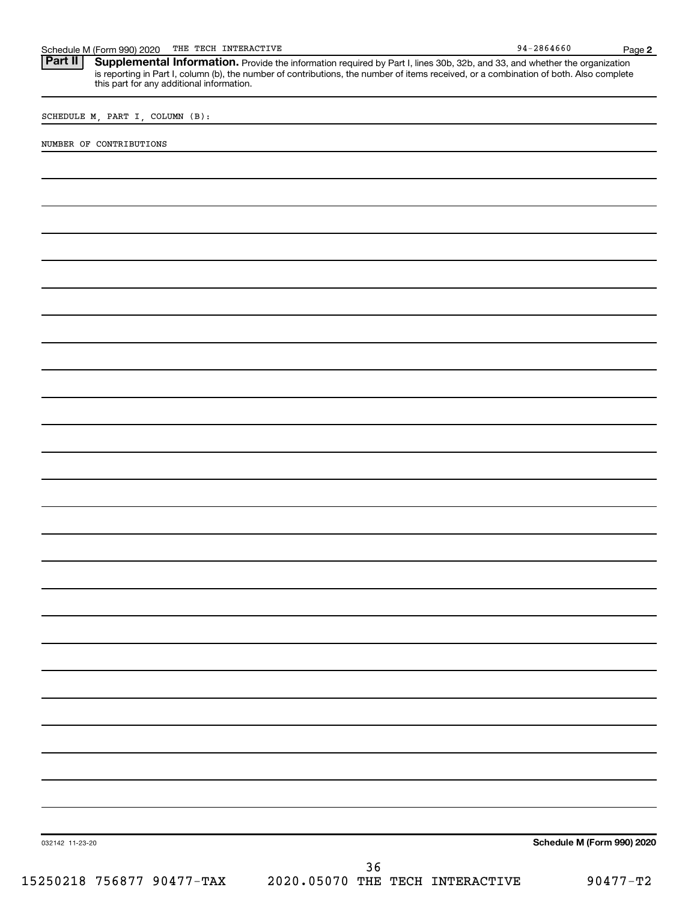## Part II Supplemental Information.

Provide the information required by Part I, lines 30b, 32b, and 33, and whether the organization is reporting in Part I, column (b), the number of contributions, the number of items received, or a combination of both. Also complete this part for any additional information.

SCHEDULE M, PART I, COLUMN (B):

NUMBER OF CONTRIBUTIONS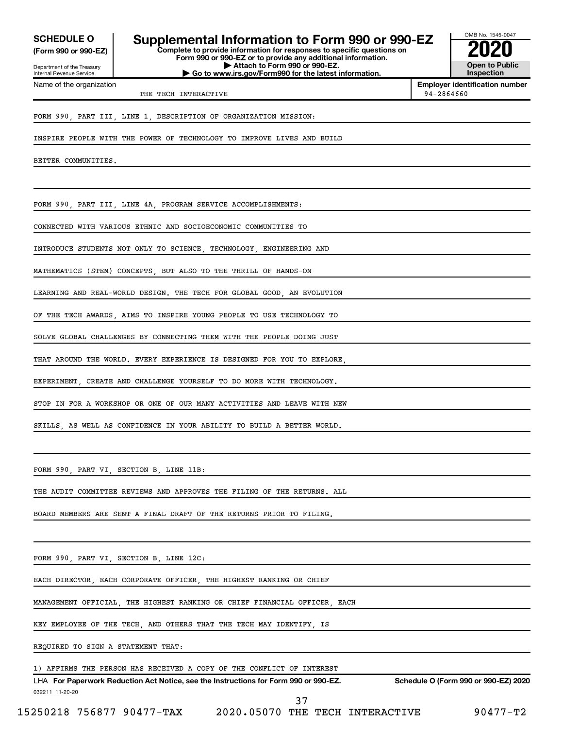**SCHEDULE O**
**(Form 990 or 990-EZ)**

Department of the Treasury
Internal Revenue Service

# Supplemental Information to Form 990 or 990-EZ

**Complete to provide information for responses to specific questions on Form 990 or 990-EZ or to provide any additional information.**
**▶ Attach to Form 990 or 990-EZ.**
**▶ Go to www.irs.gov/Form990 for the latest information.**

OMB No. 1545-0047
**2020**
**Open to Public Inspection**

| Name of the organization | Employer identification number |
|---|---|
| THE TECH INTERACTIVE | 94-2864660 |

FORM 990, PART III, LINE 1, DESCRIPTION OF ORGANIZATION MISSION:

INSPIRE PEOPLE WITH THE POWER OF TECHNOLOGY TO IMPROVE LIVES AND BUILD BETTER COMMUNITIES.

FORM 990, PART III, LINE 4A, PROGRAM SERVICE ACCOMPLISHMENTS:

CONNECTED WITH VARIOUS ETHNIC AND SOCIOECONOMIC COMMUNITIES TO INTRODUCE STUDENTS NOT ONLY TO SCIENCE, TECHNOLOGY, ENGINEERING AND MATHEMATICS (STEM) CONCEPTS, BUT ALSO TO THE THRILL OF HANDS-ON LEARNING AND REAL-WORLD DESIGN. THE TECH FOR GLOBAL GOOD, AN EVOLUTION OF THE TECH AWARDS, AIMS TO INSPIRE YOUNG PEOPLE TO USE TECHNOLOGY TO SOLVE GLOBAL CHALLENGES BY CONNECTING THEM WITH THE PEOPLE DOING JUST THAT AROUND THE WORLD. EVERY EXPERIENCE IS DESIGNED FOR YOU TO EXPLORE, EXPERIMENT, CREATE AND CHALLENGE YOURSELF TO DO MORE WITH TECHNOLOGY. STOP IN FOR A WORKSHOP OR ONE OF OUR MANY ACTIVITIES AND LEAVE WITH NEW SKILLS, AS WELL AS CONFIDENCE IN YOUR ABILITY TO BUILD A BETTER WORLD.

FORM 990, PART VI, SECTION B, LINE 11B:

THE AUDIT COMMITTEE REVIEWS AND APPROVES THE FILING OF THE RETURNS. ALL BOARD MEMBERS ARE SENT A FINAL DRAFT OF THE RETURNS PRIOR TO FILING.

FORM 990, PART VI, SECTION B, LINE 12C:

EACH DIRECTOR, EACH CORPORATE OFFICER, THE HIGHEST RANKING OR CHIEF MANAGEMENT OFFICIAL, THE HIGHEST RANKING OR CHIEF FINANCIAL OFFICER, EACH KEY EMPLOYEE OF THE TECH, AND OTHERS THAT THE TECH MAY IDENTIFY, IS REQUIRED TO SIGN A STATEMENT THAT:

1) AFFIRMS THE PERSON HAS RECEIVED A COPY OF THE CONFLICT OF INTEREST

LHA **For Paperwork Reduction Act Notice, see the Instructions for Form 990 or 990-EZ.** **Schedule O (Form 990 or 990-EZ) 2020**

032211 11-20-20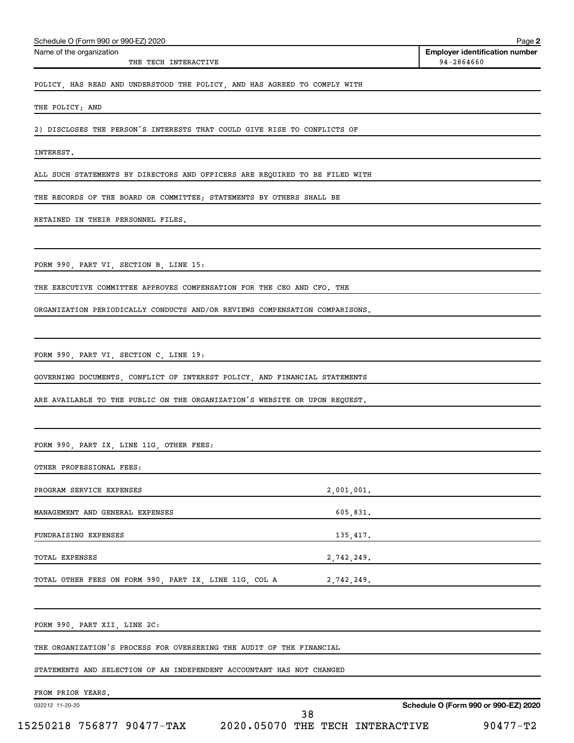Name of the organization: THE TECH INTERACTIVE

Employer identification number: 94-2864660

POLICY, HAS READ AND UNDERSTOOD THE POLICY, AND HAS AGREED TO COMPLY WITH THE POLICY; AND

2) DISCLOSES THE PERSON'S INTERESTS THAT COULD GIVE RISE TO CONFLICTS OF INTEREST.

ALL SUCH STATEMENTS BY DIRECTORS AND OFFICERS ARE REQUIRED TO BE FILED WITH THE RECORDS OF THE BOARD OR COMMITTEE; STATEMENTS BY OTHERS SHALL BE RETAINED IN THEIR PERSONNEL FILES.

FORM 990, PART VI, SECTION B, LINE 15:

THE EXECUTIVE COMMITTEE APPROVES COMPENSATION FOR THE CEO AND CFO. THE ORGANIZATION PERIODICALLY CONDUCTS AND/OR REVIEWS COMPENSATION COMPARISONS.

FORM 990, PART VI, SECTION C, LINE 19:

GOVERNING DOCUMENTS, CONFLICT OF INTEREST POLICY, AND FINANCIAL STATEMENTS ARE AVAILABLE TO THE PUBLIC ON THE ORGANIZATION'S WEBSITE OR UPON REQUEST.

FORM 990, PART IX, LINE 11G, OTHER FEES:

OTHER PROFESSIONAL FEES:

| | |
|---|---|
| PROGRAM SERVICE EXPENSES | 2,001,001. |
| MANAGEMENT AND GENERAL EXPENSES | 605,831. |
| FUNDRAISING EXPENSES | 135,417. |
| TOTAL EXPENSES | 2,742,249. |
| TOTAL OTHER FEES ON FORM 990, PART IX, LINE 11G, COL A | 2,742,249. |

FORM 990, PART XII, LINE 2C:

THE ORGANIZATION'S PROCESS FOR OVERSEEING THE AUDIT OF THE FINANCIAL STATEMENTS AND SELECTION OF AN INDEPENDENT ACCOUNTANT HAS NOT CHANGED FROM PRIOR YEARS.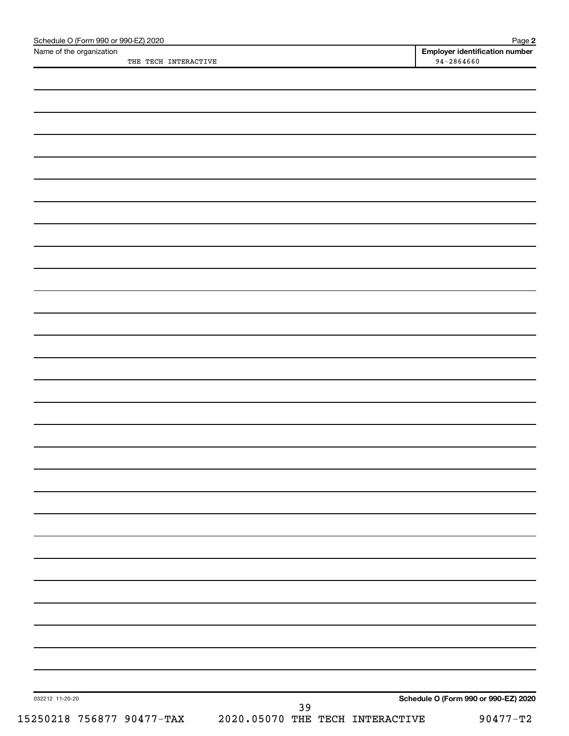Name of the organization
THE TECH INTERACTIVE

**Employer identification number**
94-2864660